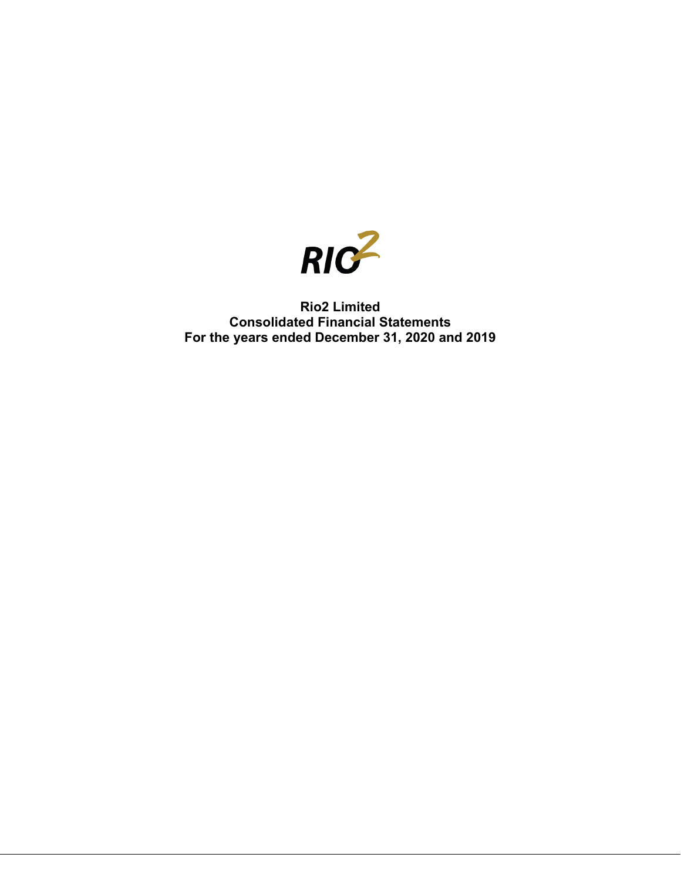RIO2

# Rio2 Limited
## Consolidated Financial Statements
## For the years ended December 31, 2020 and 2019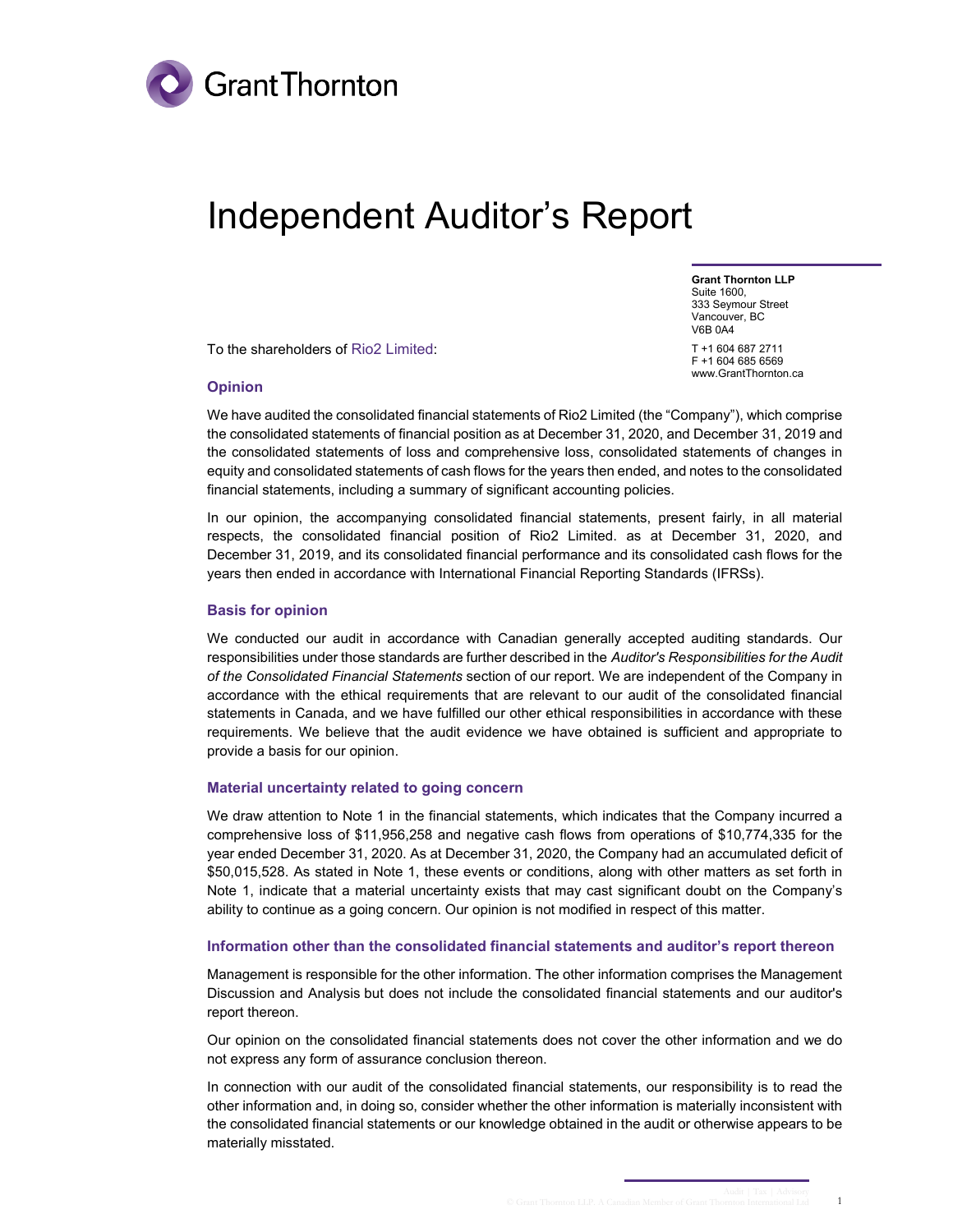Grant Thornton

# Independent Auditor's Report

**Grant Thornton LLP**
Suite 1600,
333 Seymour Street
Vancouver, BC
V6B 0A4

T +1 604 687 2711
F +1 604 685 6569
www.GrantThornton.ca

To the shareholders of Rio2 Limited:

## Opinion

We have audited the consolidated financial statements of Rio2 Limited (the "Company"), which comprise the consolidated statements of financial position as at December 31, 2020, and December 31, 2019 and the consolidated statements of loss and comprehensive loss, consolidated statements of changes in equity and consolidated statements of cash flows for the years then ended, and notes to the consolidated financial statements, including a summary of significant accounting policies.

In our opinion, the accompanying consolidated financial statements, present fairly, in all material respects, the consolidated financial position of Rio2 Limited. as at December 31, 2020, and December 31, 2019, and its consolidated financial performance and its consolidated cash flows for the years then ended in accordance with International Financial Reporting Standards (IFRSs).

## Basis for opinion

We conducted our audit in accordance with Canadian generally accepted auditing standards. Our responsibilities under those standards are further described in the *Auditor's Responsibilities for the Audit of the Consolidated Financial Statements* section of our report. We are independent of the Company in accordance with the ethical requirements that are relevant to our audit of the consolidated financial statements in Canada, and we have fulfilled our other ethical responsibilities in accordance with these requirements. We believe that the audit evidence we have obtained is sufficient and appropriate to provide a basis for our opinion.

## Material uncertainty related to going concern

We draw attention to Note 1 in the financial statements, which indicates that the Company incurred a comprehensive loss of $11,956,258 and negative cash flows from operations of $10,774,335 for the year ended December 31, 2020. As at December 31, 2020, the Company had an accumulated deficit of $50,015,528. As stated in Note 1, these events or conditions, along with other matters as set forth in Note 1, indicate that a material uncertainty exists that may cast significant doubt on the Company's ability to continue as a going concern. Our opinion is not modified in respect of this matter.

## Information other than the consolidated financial statements and auditor's report thereon

Management is responsible for the other information. The other information comprises the Management Discussion and Analysis but does not include the consolidated financial statements and our auditor's report thereon.

Our opinion on the consolidated financial statements does not cover the other information and we do not express any form of assurance conclusion thereon.

In connection with our audit of the consolidated financial statements, our responsibility is to read the other information and, in doing so, consider whether the other information is materially inconsistent with the consolidated financial statements or our knowledge obtained in the audit or otherwise appears to be materially misstated.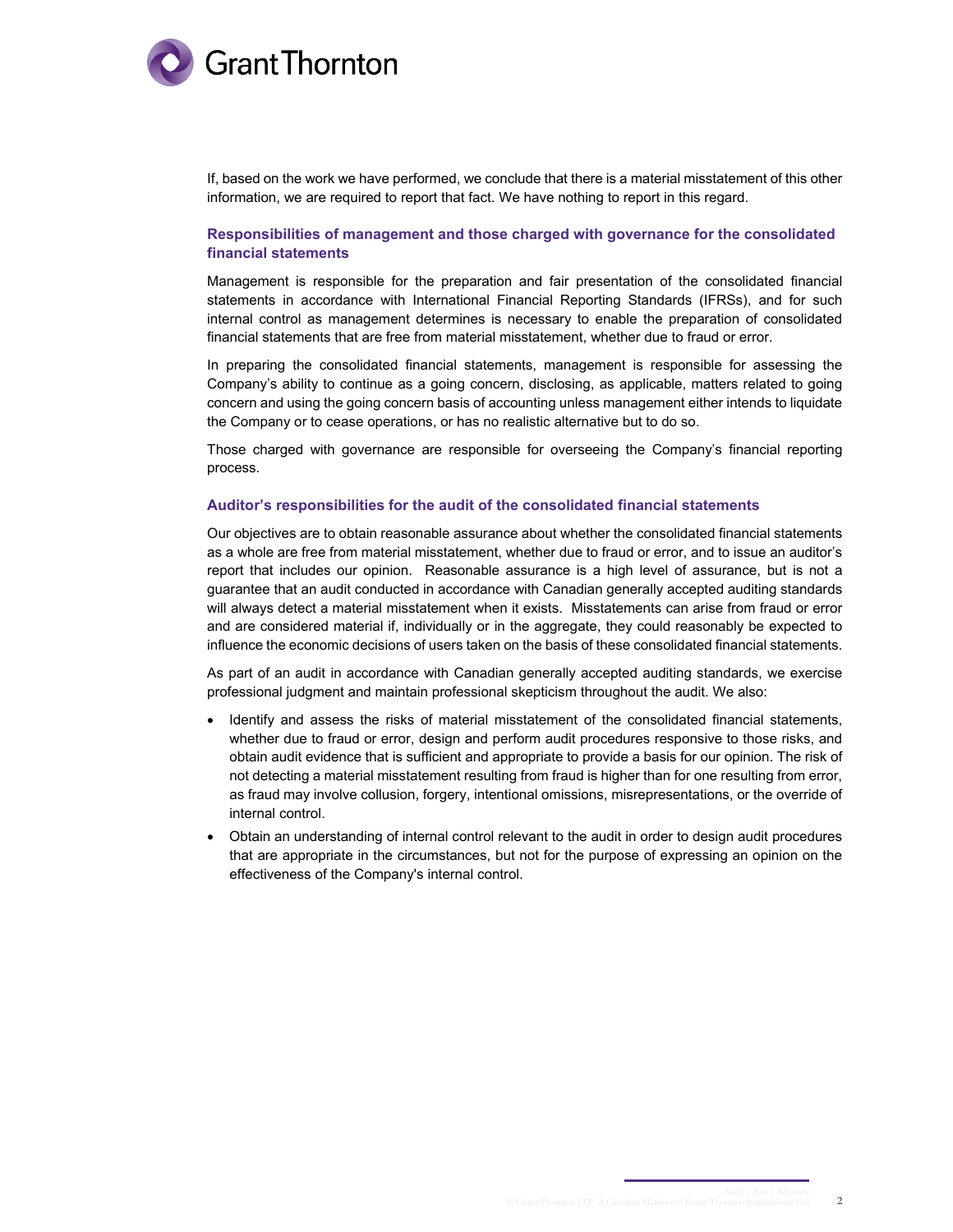If, based on the work we have performed, we conclude that there is a material misstatement of this other information, we are required to report that fact. We have nothing to report in this regard.

### Responsibilities of management and those charged with governance for the consolidated financial statements

Management is responsible for the preparation and fair presentation of the consolidated financial statements in accordance with International Financial Reporting Standards (IFRSs), and for such internal control as management determines is necessary to enable the preparation of consolidated financial statements that are free from material misstatement, whether due to fraud or error.

In preparing the consolidated financial statements, management is responsible for assessing the Company's ability to continue as a going concern, disclosing, as applicable, matters related to going concern and using the going concern basis of accounting unless management either intends to liquidate the Company or to cease operations, or has no realistic alternative but to do so.

Those charged with governance are responsible for overseeing the Company's financial reporting process.

### Auditor's responsibilities for the audit of the consolidated financial statements

Our objectives are to obtain reasonable assurance about whether the consolidated financial statements as a whole are free from material misstatement, whether due to fraud or error, and to issue an auditor's report that includes our opinion. Reasonable assurance is a high level of assurance, but is not a guarantee that an audit conducted in accordance with Canadian generally accepted auditing standards will always detect a material misstatement when it exists. Misstatements can arise from fraud or error and are considered material if, individually or in the aggregate, they could reasonably be expected to influence the economic decisions of users taken on the basis of these consolidated financial statements.

As part of an audit in accordance with Canadian generally accepted auditing standards, we exercise professional judgment and maintain professional skepticism throughout the audit. We also:

- Identify and assess the risks of material misstatement of the consolidated financial statements, whether due to fraud or error, design and perform audit procedures responsive to those risks, and obtain audit evidence that is sufficient and appropriate to provide a basis for our opinion. The risk of not detecting a material misstatement resulting from fraud is higher than for one resulting from error, as fraud may involve collusion, forgery, intentional omissions, misrepresentations, or the override of internal control.
- Obtain an understanding of internal control relevant to the audit in order to design audit procedures that are appropriate in the circumstances, but not for the purpose of expressing an opinion on the effectiveness of the Company's internal control.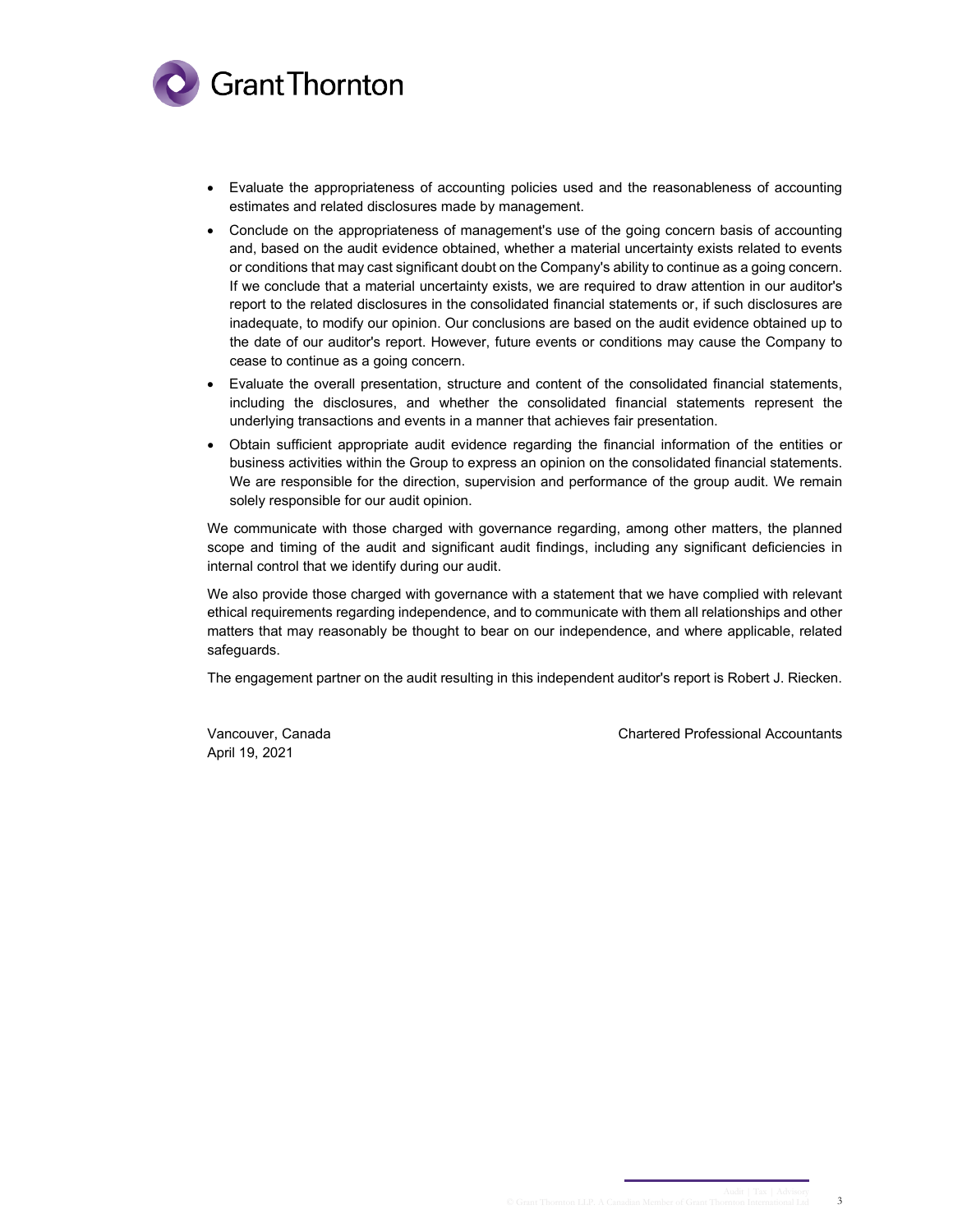- Evaluate the appropriateness of accounting policies used and the reasonableness of accounting estimates and related disclosures made by management.
- Conclude on the appropriateness of management's use of the going concern basis of accounting and, based on the audit evidence obtained, whether a material uncertainty exists related to events or conditions that may cast significant doubt on the Company's ability to continue as a going concern. If we conclude that a material uncertainty exists, we are required to draw attention in our auditor's report to the related disclosures in the consolidated financial statements or, if such disclosures are inadequate, to modify our opinion. Our conclusions are based on the audit evidence obtained up to the date of our auditor's report. However, future events or conditions may cause the Company to cease to continue as a going concern.
- Evaluate the overall presentation, structure and content of the consolidated financial statements, including the disclosures, and whether the consolidated financial statements represent the underlying transactions and events in a manner that achieves fair presentation.
- Obtain sufficient appropriate audit evidence regarding the financial information of the entities or business activities within the Group to express an opinion on the consolidated financial statements. We are responsible for the direction, supervision and performance of the group audit. We remain solely responsible for our audit opinion.

We communicate with those charged with governance regarding, among other matters, the planned scope and timing of the audit and significant audit findings, including any significant deficiencies in internal control that we identify during our audit.

We also provide those charged with governance with a statement that we have complied with relevant ethical requirements regarding independence, and to communicate with them all relationships and other matters that may reasonably be thought to bear on our independence, and where applicable, related safeguards.

The engagement partner on the audit resulting in this independent auditor's report is Robert J. Riecken.

Vancouver, Canada
April 19, 2021

Chartered Professional Accountants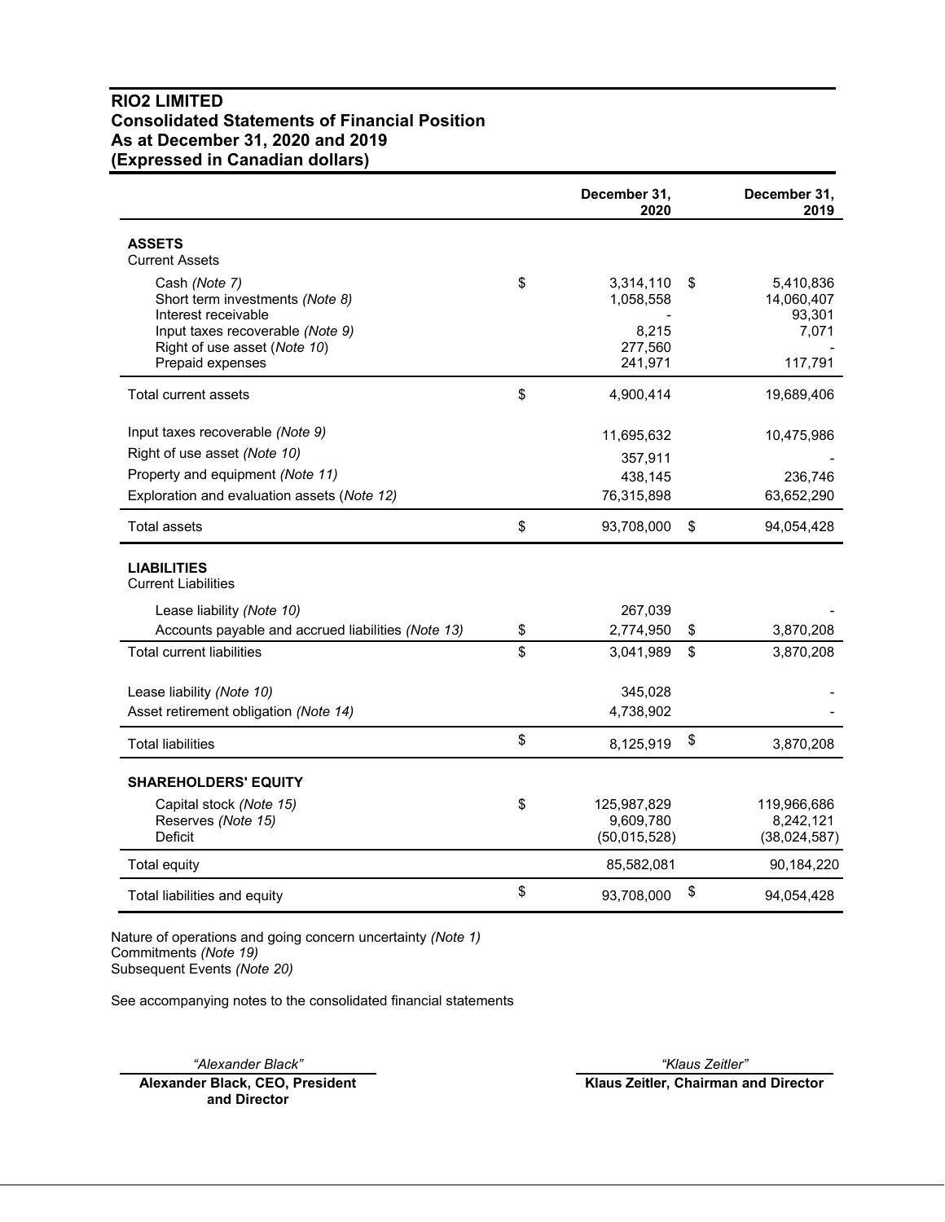# RIO2 LIMITED
## Consolidated Statements of Financial Position
## As at December 31, 2020 and 2019
## (Expressed in Canadian dollars)

| | December 31, 2020 | December 31, 2019 |
|---|---|---|
| **ASSETS** | | |
| Current Assets | | |
| Cash *(Note 7)* | $ 3,314,110 | $ 5,410,836 |
| Short term investments *(Note 8)* | 1,058,558 | 14,060,407 |
| Interest receivable | - | 93,301 |
| Input taxes recoverable *(Note 9)* | 8,215 | 7,071 |
| Right of use asset (*Note 10*) | 277,560 | - |
| Prepaid expenses | 241,971 | 117,791 |
| Total current assets | $ 4,900,414 | 19,689,406 |
| Input taxes recoverable *(Note 9)* | 11,695,632 | 10,475,986 |
| Right of use asset *(Note 10)* | 357,911 | - |
| Property and equipment *(Note 11)* | 438,145 | 236,746 |
| Exploration and evaluation assets (*Note 12*) | 76,315,898 | 63,652,290 |
| Total assets | $ 93,708,000 | $ 94,054,428 |
| **LIABILITIES** | | |
| Current Liabilities | | |
| Lease liability *(Note 10)* | 267,039 | - |
| Accounts payable and accrued liabilities *(Note 13)* | $ 2,774,950 | $ 3,870,208 |
| Total current liabilities | $ 3,041,989 | $ 3,870,208 |
| Lease liability *(Note 10)* | 345,028 | - |
| Asset retirement obligation *(Note 14)* | 4,738,902 | - |
| Total liabilities | $ 8,125,919 | $ 3,870,208 |
| **SHAREHOLDERS' EQUITY** | | |
| Capital stock *(Note 15)* | $ 125,987,829 | 119,966,686 |
| Reserves *(Note 15)* | 9,609,780 | 8,242,121 |
| Deficit | (50,015,528) | (38,024,587) |
| Total equity | 85,582,081 | 90,184,220 |
| Total liabilities and equity | $ 93,708,000 | $ 94,054,428 |

Nature of operations and going concern uncertainty *(Note 1)*
Commitments *(Note 19)*
Subsequent Events *(Note 20)*

See accompanying notes to the consolidated financial statements

*"Alexander Black"*
**Alexander Black, CEO, President and Director**

*"Klaus Zeitler"*
**Klaus Zeitler, Chairman and Director**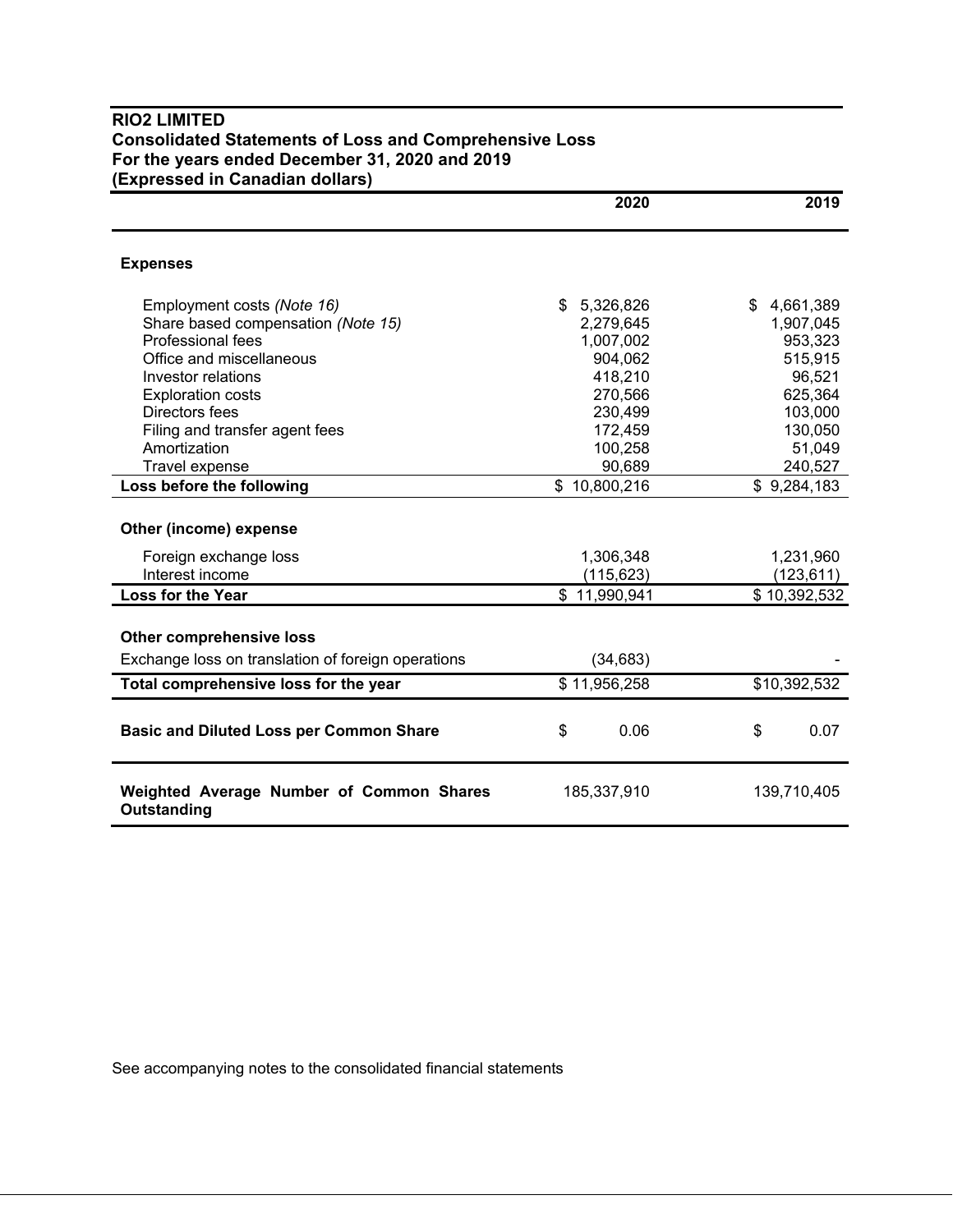**RIO2 LIMITED**
**Consolidated Statements of Loss and Comprehensive Loss**
**For the years ended December 31, 2020 and 2019**
**(Expressed in Canadian dollars)**

| | 2020 | 2019 |
|---|---|---|
| **Expenses** | | |
| Employment costs *(Note 16)* | $ 5,326,826 | $ 4,661,389 |
| Share based compensation *(Note 15)* | 2,279,645 | 1,907,045 |
| Professional fees | 1,007,002 | 953,323 |
| Office and miscellaneous | 904,062 | 515,915 |
| Investor relations | 418,210 | 96,521 |
| Exploration costs | 270,566 | 625,364 |
| Directors fees | 230,499 | 103,000 |
| Filing and transfer agent fees | 172,459 | 130,050 |
| Amortization | 100,258 | 51,049 |
| Travel expense | 90,689 | 240,527 |
| **Loss before the following** | $ 10,800,216 | $ 9,284,183 |
| **Other (income) expense** | | |
| Foreign exchange loss | 1,306,348 | 1,231,960 |
| Interest income | (115,623) | (123,611) |
| **Loss for the Year** | $ 11,990,941 | $ 10,392,532 |
| **Other comprehensive loss** | | |
| Exchange loss on translation of foreign operations | (34,683) | - |
| **Total comprehensive loss for the year** | $ 11,956,258 | $10,392,532 |
| **Basic and Diluted Loss per Common Share** | $ 0.06 | $ 0.07 |
| **Weighted Average Number of Common Shares Outstanding** | 185,337,910 | 139,710,405 |

See accompanying notes to the consolidated financial statements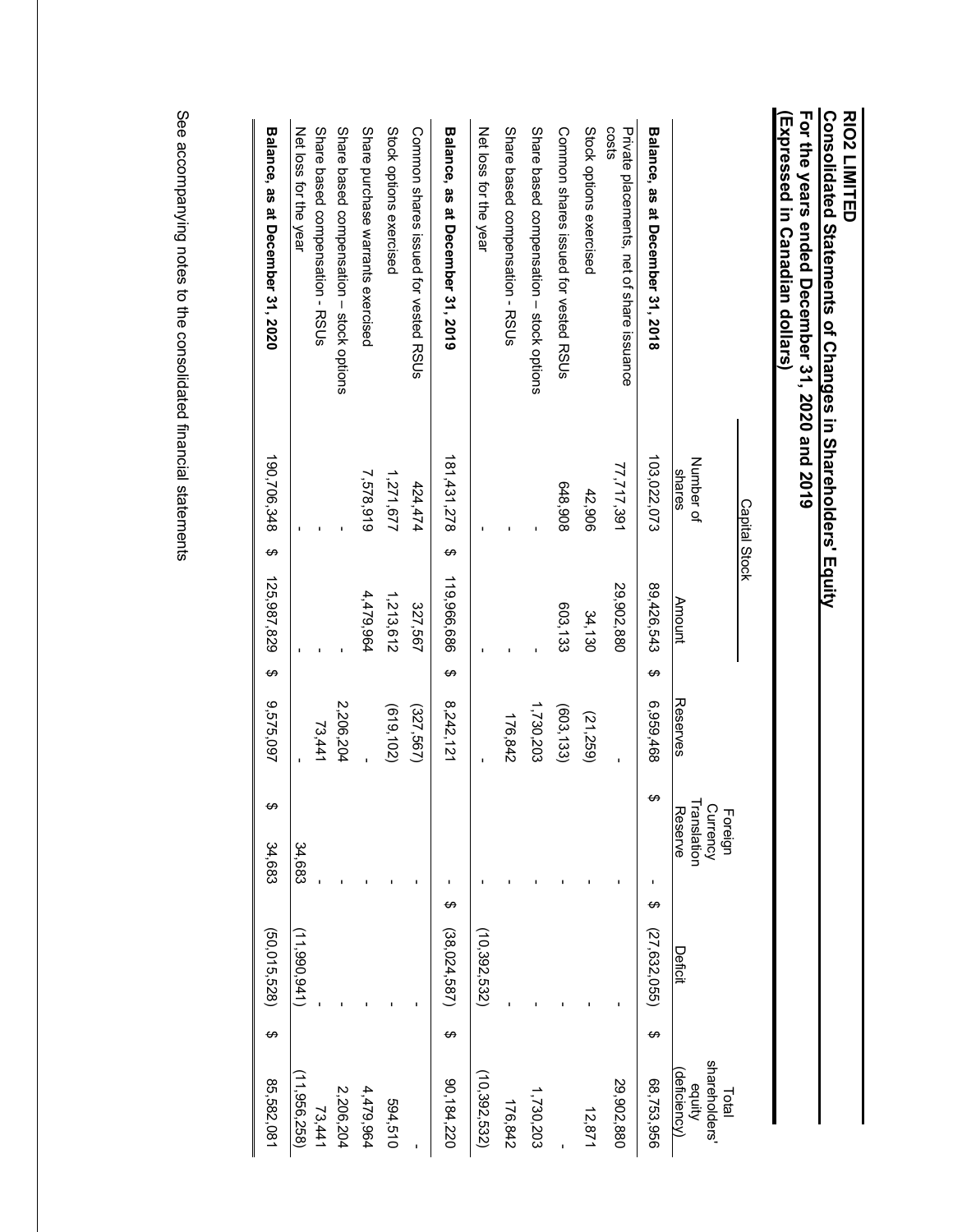**RIO2 LIMITED**
**Consolidated Statements of Changes in Shareholders' Equity**
**For the years ended December 31, 2020 and 2019**
**(Expressed in Canadian dollars)**

| | Capital Stock | | | | | |
|---|---|---|---|---|---|---|
| | Number of shares | Amount | Reserves | Foreign Currency Translation Reserve | Deficit | Total shareholders' equity (deficiency) |
| **Balance, as at December 31, 2018** | 103,022,073 | $ 89,426,543 | $ 6,959,468 | $ - | $ (27,632,055) | $ 68,753,956 |
| Private placements, net of share issuance costs | 77,717,391 | 29,902,880 | - | - | - | 29,902,880 |
| Stock options exercised | 42,906 | 34,130 | (21,259) | - | - | 12,871 |
| Common shares issued for vested RSUs | 648,908 | 603,133 | (603,133) | - | - | - |
| Share based compensation – stock options | - | - | 1,730,203 | - | - | 1,730,203 |
| Share based compensation - RSUs | - | - | 176,842 | - | - | 176,842 |
| Net loss for the year | - | - | - | - | (10,392,532) | (10,392,532) |
| **Balance, as at December 31, 2019** | 181,431,278 | $ 119,966,686 | $ 8,242,121 | $ - | $ (38,024,587) | $ 90,184,220 |
| Common shares issued for vested RSUs | 424,474 | 327,567 | (327,567) | - | - | - |
| Stock options exercised | 1,271,677 | 1,213,612 | (619,102) | - | - | 594,510 |
| Share purchase warrants exercised | 7,578,919 | 4,479,964 | - | - | - | 4,479,964 |
| Share based compensation – stock options | - | - | 2,206,204 | - | - | 2,206,204 |
| Share based compensation - RSUs | - | - | 73,441 | - | - | 73,441 |
| Net loss for the year | - | - | - | 34,683 | (11,990,941) | (11,956,258) |
| **Balance, as at December 31, 2020** | 190,706,348 | $ 125,987,829 | $ 9,575,097 | $ 34,683 | $ (50,015,528) | $ 85,582,081 |

See accompanying notes to the consolidated financial statements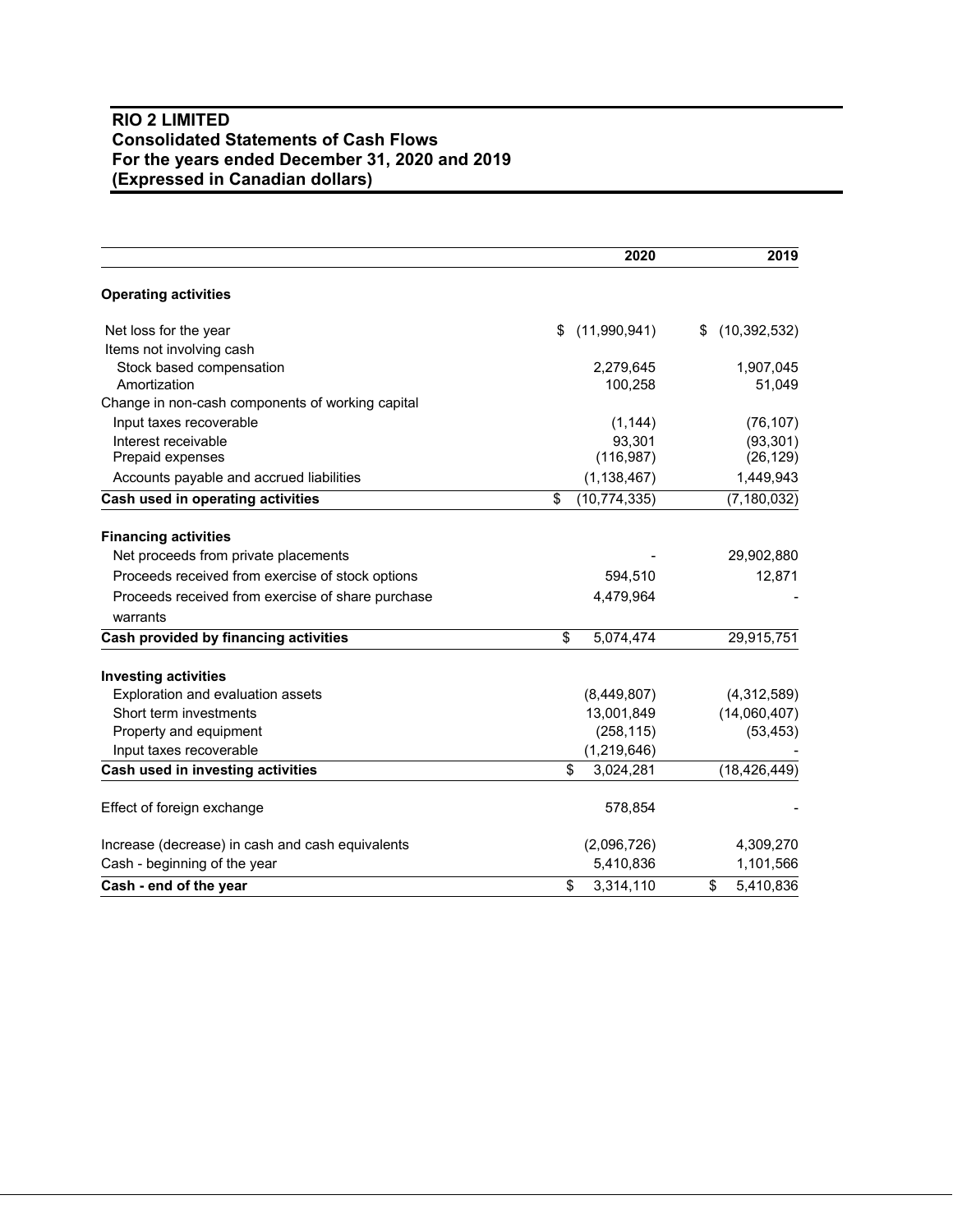# RIO 2 LIMITED
## Consolidated Statements of Cash Flows
## For the years ended December 31, 2020 and 2019
## (Expressed in Canadian dollars)

| | 2020 | 2019 |
|---|---|---|
| **Operating activities** | | |
| Net loss for the year | $ (11,990,941) | $ (10,392,532) |
| Items not involving cash | | |
| Stock based compensation | 2,279,645 | 1,907,045 |
| Amortization | 100,258 | 51,049 |
| Change in non-cash components of working capital | | |
| Input taxes recoverable | (1,144) | (76,107) |
| Interest receivable | 93,301 | (93,301) |
| Prepaid expenses | (116,987) | (26,129) |
| Accounts payable and accrued liabilities | (1,138,467) | 1,449,943 |
| **Cash used in operating activities** | $ (10,774,335) | (7,180,032) |
| **Financing activities** | | |
| Net proceeds from private placements | - | 29,902,880 |
| Proceeds received from exercise of stock options | 594,510 | 12,871 |
| Proceeds received from exercise of share purchase warrants | 4,479,964 | - |
| **Cash provided by financing activities** | $ 5,074,474 | 29,915,751 |
| **Investing activities** | | |
| Exploration and evaluation assets | (8,449,807) | (4,312,589) |
| Short term investments | 13,001,849 | (14,060,407) |
| Property and equipment | (258,115) | (53,453) |
| Input taxes recoverable | (1,219,646) | - |
| **Cash used in investing activities** | $ 3,024,281 | (18,426,449) |
| Effect of foreign exchange | 578,854 | - |
| Increase (decrease) in cash and cash equivalents | (2,096,726) | 4,309,270 |
| Cash - beginning of the year | 5,410,836 | 1,101,566 |
| **Cash - end of the year** | $ 3,314,110 | $ 5,410,836 |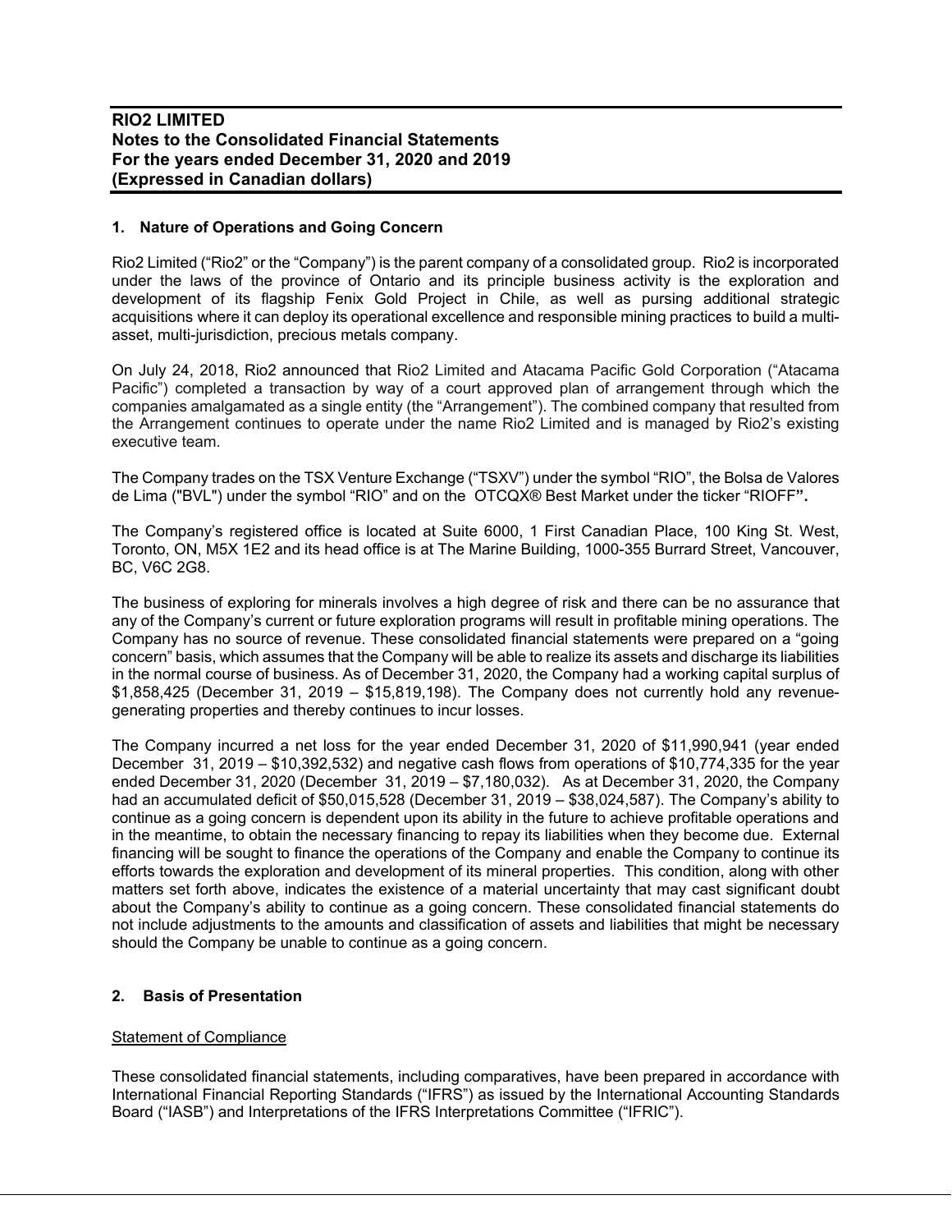# RIO2 LIMITED
## Notes to the Consolidated Financial Statements
## For the years ended December 31, 2020 and 2019
## (Expressed in Canadian dollars)

### 1. Nature of Operations and Going Concern

Rio2 Limited ("Rio2" or the "Company") is the parent company of a consolidated group. Rio2 is incorporated under the laws of the province of Ontario and its principle business activity is the exploration and development of its flagship Fenix Gold Project in Chile, as well as pursing additional strategic acquisitions where it can deploy its operational excellence and responsible mining practices to build a multi-asset, multi-jurisdiction, precious metals company.

On July 24, 2018, Rio2 announced that Rio2 Limited and Atacama Pacific Gold Corporation ("Atacama Pacific") completed a transaction by way of a court approved plan of arrangement through which the companies amalgamated as a single entity (the "Arrangement"). The combined company that resulted from the Arrangement continues to operate under the name Rio2 Limited and is managed by Rio2's existing executive team.

The Company trades on the TSX Venture Exchange ("TSXV") under the symbol "RIO", the Bolsa de Valores de Lima ("BVL") under the symbol "RIO" and on the OTCQX® Best Market under the ticker "RIOFF**".**

The Company's registered office is located at Suite 6000, 1 First Canadian Place, 100 King St. West, Toronto, ON, M5X 1E2 and its head office is at The Marine Building, 1000-355 Burrard Street, Vancouver, BC, V6C 2G8.

The business of exploring for minerals involves a high degree of risk and there can be no assurance that any of the Company's current or future exploration programs will result in profitable mining operations. The Company has no source of revenue. These consolidated financial statements were prepared on a "going concern" basis, which assumes that the Company will be able to realize its assets and discharge its liabilities in the normal course of business. As of December 31, 2020, the Company had a working capital surplus of $1,858,425 (December 31, 2019 – $15,819,198). The Company does not currently hold any revenue-generating properties and thereby continues to incur losses.

The Company incurred a net loss for the year ended December 31, 2020 of $11,990,941 (year ended December 31, 2019 – $10,392,532) and negative cash flows from operations of $10,774,335 for the year ended December 31, 2020 (December 31, 2019 – $7,180,032). As at December 31, 2020, the Company had an accumulated deficit of $50,015,528 (December 31, 2019 – $38,024,587). The Company's ability to continue as a going concern is dependent upon its ability in the future to achieve profitable operations and in the meantime, to obtain the necessary financing to repay its liabilities when they become due. External financing will be sought to finance the operations of the Company and enable the Company to continue its efforts towards the exploration and development of its mineral properties. This condition, along with other matters set forth above, indicates the existence of a material uncertainty that may cast significant doubt about the Company's ability to continue as a going concern. These consolidated financial statements do not include adjustments to the amounts and classification of assets and liabilities that might be necessary should the Company be unable to continue as a going concern.

### 2. Basis of Presentation

Statement of Compliance

These consolidated financial statements, including comparatives, have been prepared in accordance with International Financial Reporting Standards ("IFRS") as issued by the International Accounting Standards Board ("IASB") and Interpretations of the IFRS Interpretations Committee ("IFRIC").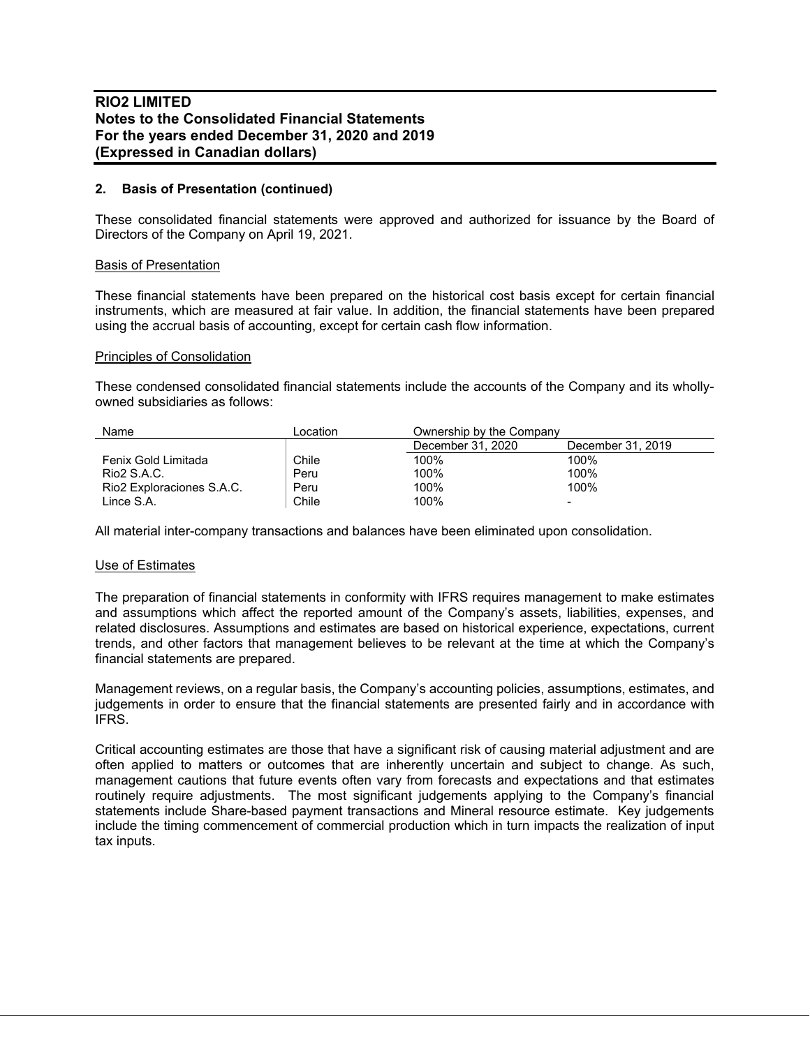## 2. Basis of Presentation (continued)

These consolidated financial statements were approved and authorized for issuance by the Board of Directors of the Company on April 19, 2021.

### Basis of Presentation

These financial statements have been prepared on the historical cost basis except for certain financial instruments, which are measured at fair value. In addition, the financial statements have been prepared using the accrual basis of accounting, except for certain cash flow information.

### Principles of Consolidation

These condensed consolidated financial statements include the accounts of the Company and its wholly-owned subsidiaries as follows:

| Name | Location | Ownership by the Company | |
|---|---|---|---|
| | | December 31, 2020 | December 31, 2019 |
| Fenix Gold Limitada | Chile | 100% | 100% |
| Rio2 S.A.C. | Peru | 100% | 100% |
| Rio2 Exploraciones S.A.C. | Peru | 100% | 100% |
| Lince S.A. | Chile | 100% | - |

All material inter-company transactions and balances have been eliminated upon consolidation.

### Use of Estimates

The preparation of financial statements in conformity with IFRS requires management to make estimates and assumptions which affect the reported amount of the Company's assets, liabilities, expenses, and related disclosures. Assumptions and estimates are based on historical experience, expectations, current trends, and other factors that management believes to be relevant at the time at which the Company's financial statements are prepared.

Management reviews, on a regular basis, the Company's accounting policies, assumptions, estimates, and judgements in order to ensure that the financial statements are presented fairly and in accordance with IFRS.

Critical accounting estimates are those that have a significant risk of causing material adjustment and are often applied to matters or outcomes that are inherently uncertain and subject to change. As such, management cautions that future events often vary from forecasts and expectations and that estimates routinely require adjustments. The most significant judgements applying to the Company's financial statements include Share-based payment transactions and Mineral resource estimate. Key judgements include the timing commencement of commercial production which in turn impacts the realization of input tax inputs.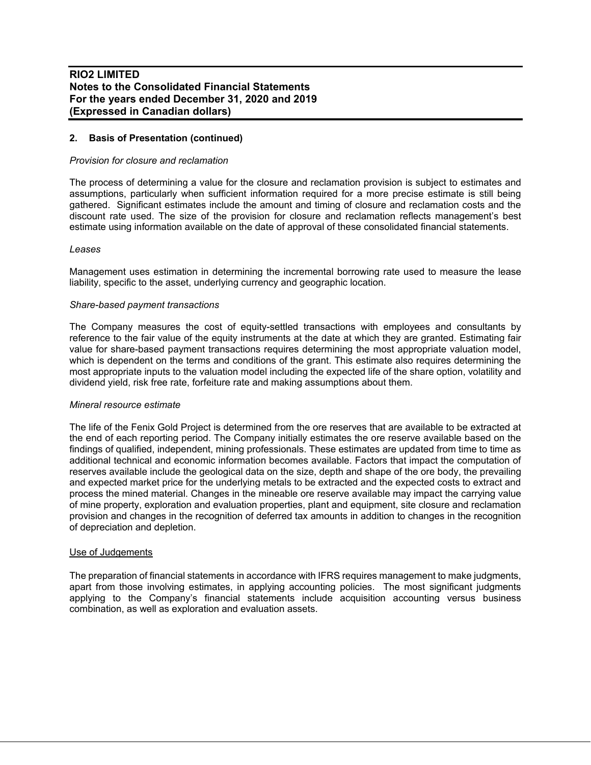## 2. Basis of Presentation (continued)

*Provision for closure and reclamation*

The process of determining a value for the closure and reclamation provision is subject to estimates and assumptions, particularly when sufficient information required for a more precise estimate is still being gathered. Significant estimates include the amount and timing of closure and reclamation costs and the discount rate used. The size of the provision for closure and reclamation reflects management's best estimate using information available on the date of approval of these consolidated financial statements.

*Leases*

Management uses estimation in determining the incremental borrowing rate used to measure the lease liability, specific to the asset, underlying currency and geographic location.

*Share-based payment transactions*

The Company measures the cost of equity-settled transactions with employees and consultants by reference to the fair value of the equity instruments at the date at which they are granted. Estimating fair value for share-based payment transactions requires determining the most appropriate valuation model, which is dependent on the terms and conditions of the grant. This estimate also requires determining the most appropriate inputs to the valuation model including the expected life of the share option, volatility and dividend yield, risk free rate, forfeiture rate and making assumptions about them.

*Mineral resource estimate*

The life of the Fenix Gold Project is determined from the ore reserves that are available to be extracted at the end of each reporting period. The Company initially estimates the ore reserve available based on the findings of qualified, independent, mining professionals. These estimates are updated from time to time as additional technical and economic information becomes available. Factors that impact the computation of reserves available include the geological data on the size, depth and shape of the ore body, the prevailing and expected market price for the underlying metals to be extracted and the expected costs to extract and process the mined material. Changes in the mineable ore reserve available may impact the carrying value of mine property, exploration and evaluation properties, plant and equipment, site closure and reclamation provision and changes in the recognition of deferred tax amounts in addition to changes in the recognition of depreciation and depletion.

Use of Judgements

The preparation of financial statements in accordance with IFRS requires management to make judgments, apart from those involving estimates, in applying accounting policies. The most significant judgments applying to the Company's financial statements include acquisition accounting versus business combination, as well as exploration and evaluation assets.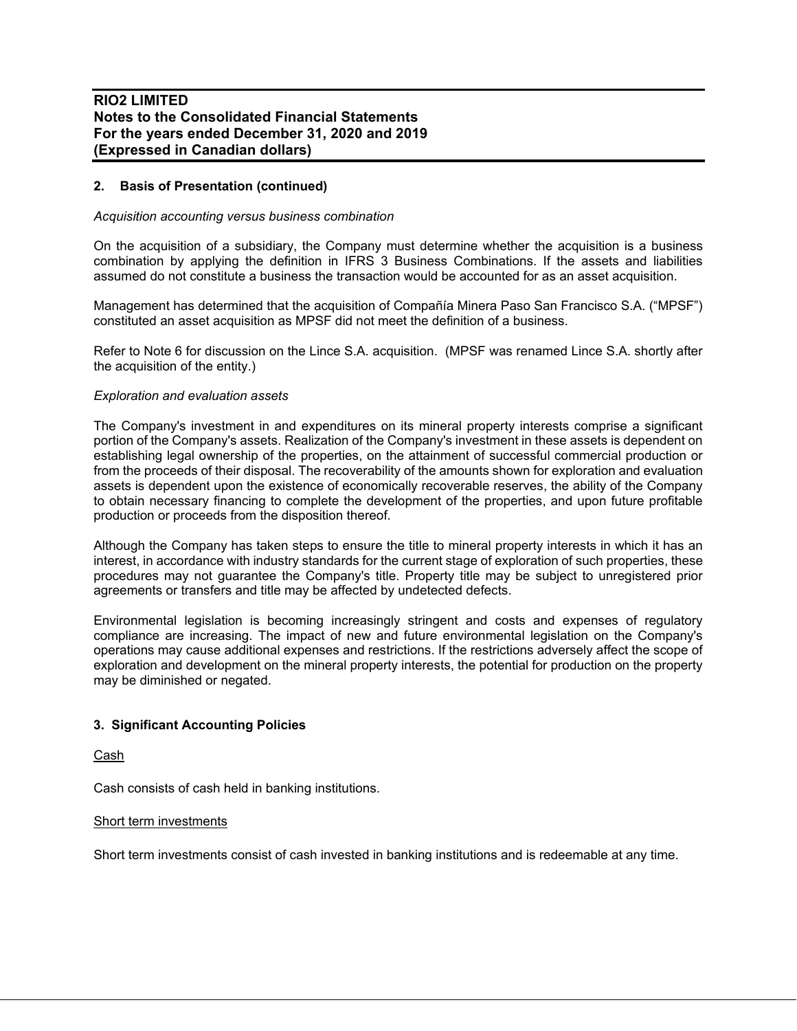## 2. Basis of Presentation (continued)

*Acquisition accounting versus business combination*

On the acquisition of a subsidiary, the Company must determine whether the acquisition is a business combination by applying the definition in IFRS 3 Business Combinations. If the assets and liabilities assumed do not constitute a business the transaction would be accounted for as an asset acquisition.

Management has determined that the acquisition of Compañía Minera Paso San Francisco S.A. ("MPSF") constituted an asset acquisition as MPSF did not meet the definition of a business.

Refer to Note 6 for discussion on the Lince S.A. acquisition. (MPSF was renamed Lince S.A. shortly after the acquisition of the entity.)

*Exploration and evaluation assets*

The Company's investment in and expenditures on its mineral property interests comprise a significant portion of the Company's assets. Realization of the Company's investment in these assets is dependent on establishing legal ownership of the properties, on the attainment of successful commercial production or from the proceeds of their disposal. The recoverability of the amounts shown for exploration and evaluation assets is dependent upon the existence of economically recoverable reserves, the ability of the Company to obtain necessary financing to complete the development of the properties, and upon future profitable production or proceeds from the disposition thereof.

Although the Company has taken steps to ensure the title to mineral property interests in which it has an interest, in accordance with industry standards for the current stage of exploration of such properties, these procedures may not guarantee the Company's title. Property title may be subject to unregistered prior agreements or transfers and title may be affected by undetected defects.

Environmental legislation is becoming increasingly stringent and costs and expenses of regulatory compliance are increasing. The impact of new and future environmental legislation on the Company's operations may cause additional expenses and restrictions. If the restrictions adversely affect the scope of exploration and development on the mineral property interests, the potential for production on the property may be diminished or negated.

## 3. Significant Accounting Policies

Cash

Cash consists of cash held in banking institutions.

Short term investments

Short term investments consist of cash invested in banking institutions and is redeemable at any time.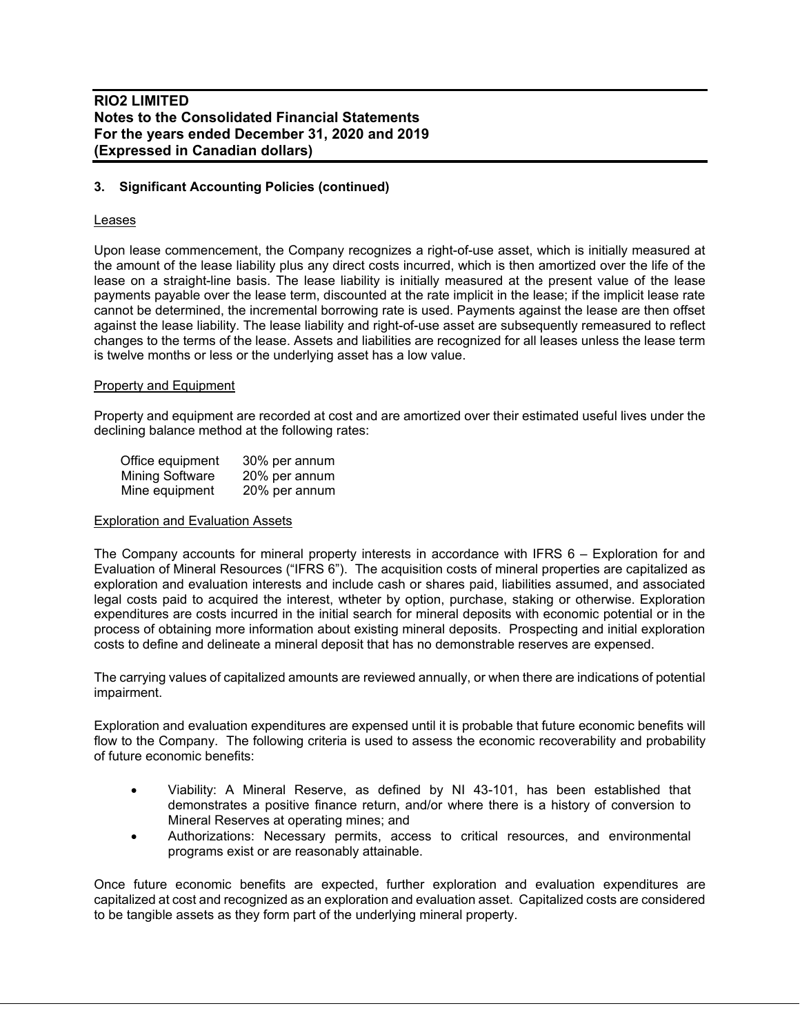**RIO2 LIMITED**
**Notes to the Consolidated Financial Statements**
**For the years ended December 31, 2020 and 2019**
**(Expressed in Canadian dollars)**

### 3. Significant Accounting Policies (continued)

#### Leases

Upon lease commencement, the Company recognizes a right-of-use asset, which is initially measured at the amount of the lease liability plus any direct costs incurred, which is then amortized over the life of the lease on a straight-line basis. The lease liability is initially measured at the present value of the lease payments payable over the lease term, discounted at the rate implicit in the lease; if the implicit lease rate cannot be determined, the incremental borrowing rate is used. Payments against the lease are then offset against the lease liability. The lease liability and right-of-use asset are subsequently remeasured to reflect changes to the terms of the lease. Assets and liabilities are recognized for all leases unless the lease term is twelve months or less or the underlying asset has a low value.

#### Property and Equipment

Property and equipment are recorded at cost and are amortized over their estimated useful lives under the declining balance method at the following rates:

| | |
|---|---|
| Office equipment | 30% per annum |
| Mining Software | 20% per annum |
| Mine equipment | 20% per annum |

#### Exploration and Evaluation Assets

The Company accounts for mineral property interests in accordance with IFRS 6 – Exploration for and Evaluation of Mineral Resources ("IFRS 6"). The acquisition costs of mineral properties are capitalized as exploration and evaluation interests and include cash or shares paid, liabilities assumed, and associated legal costs paid to acquired the interest, wtheter by option, purchase, staking or otherwise. Exploration expenditures are costs incurred in the initial search for mineral deposits with economic potential or in the process of obtaining more information about existing mineral deposits. Prospecting and initial exploration costs to define and delineate a mineral deposit that has no demonstrable reserves are expensed.

The carrying values of capitalized amounts are reviewed annually, or when there are indications of potential impairment.

Exploration and evaluation expenditures are expensed until it is probable that future economic benefits will flow to the Company. The following criteria is used to assess the economic recoverability and probability of future economic benefits:

- Viability: A Mineral Reserve, as defined by NI 43-101, has been established that demonstrates a positive finance return, and/or where there is a history of conversion to Mineral Reserves at operating mines; and
- Authorizations: Necessary permits, access to critical resources, and environmental programs exist or are reasonably attainable.

Once future economic benefits are expected, further exploration and evaluation expenditures are capitalized at cost and recognized as an exploration and evaluation asset. Capitalized costs are considered to be tangible assets as they form part of the underlying mineral property.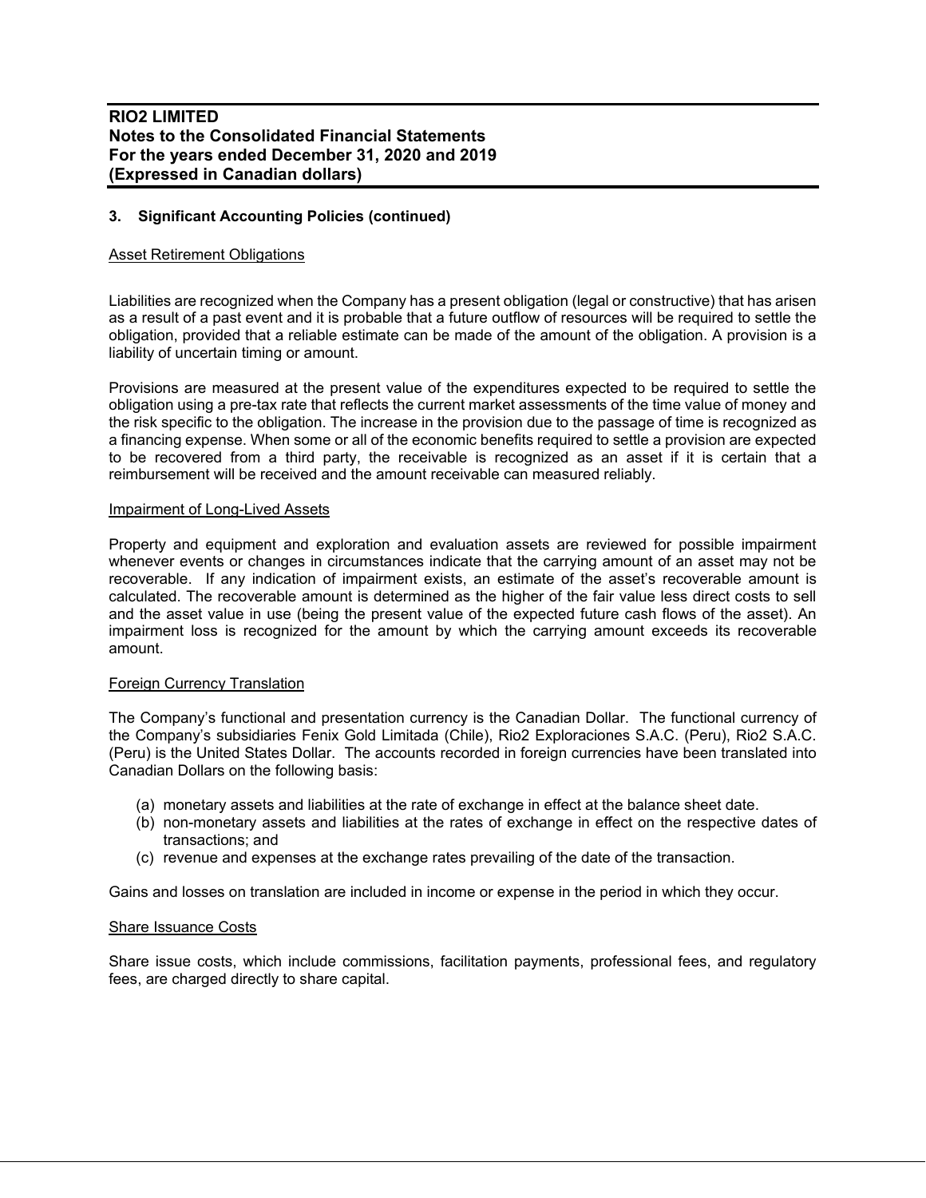## 3. Significant Accounting Policies (continued)

### Asset Retirement Obligations

Liabilities are recognized when the Company has a present obligation (legal or constructive) that has arisen as a result of a past event and it is probable that a future outflow of resources will be required to settle the obligation, provided that a reliable estimate can be made of the amount of the obligation. A provision is a liability of uncertain timing or amount.

Provisions are measured at the present value of the expenditures expected to be required to settle the obligation using a pre-tax rate that reflects the current market assessments of the time value of money and the risk specific to the obligation. The increase in the provision due to the passage of time is recognized as a financing expense. When some or all of the economic benefits required to settle a provision are expected to be recovered from a third party, the receivable is recognized as an asset if it is certain that a reimbursement will be received and the amount receivable can measured reliably.

### Impairment of Long-Lived Assets

Property and equipment and exploration and evaluation assets are reviewed for possible impairment whenever events or changes in circumstances indicate that the carrying amount of an asset may not be recoverable. If any indication of impairment exists, an estimate of the asset's recoverable amount is calculated. The recoverable amount is determined as the higher of the fair value less direct costs to sell and the asset value in use (being the present value of the expected future cash flows of the asset). An impairment loss is recognized for the amount by which the carrying amount exceeds its recoverable amount.

### Foreign Currency Translation

The Company's functional and presentation currency is the Canadian Dollar. The functional currency of the Company's subsidiaries Fenix Gold Limitada (Chile), Rio2 Exploraciones S.A.C. (Peru), Rio2 S.A.C. (Peru) is the United States Dollar. The accounts recorded in foreign currencies have been translated into Canadian Dollars on the following basis:

(a) monetary assets and liabilities at the rate of exchange in effect at the balance sheet date.
(b) non-monetary assets and liabilities at the rates of exchange in effect on the respective dates of transactions; and
(c) revenue and expenses at the exchange rates prevailing of the date of the transaction.

Gains and losses on translation are included in income or expense in the period in which they occur.

### Share Issuance Costs

Share issue costs, which include commissions, facilitation payments, professional fees, and regulatory fees, are charged directly to share capital.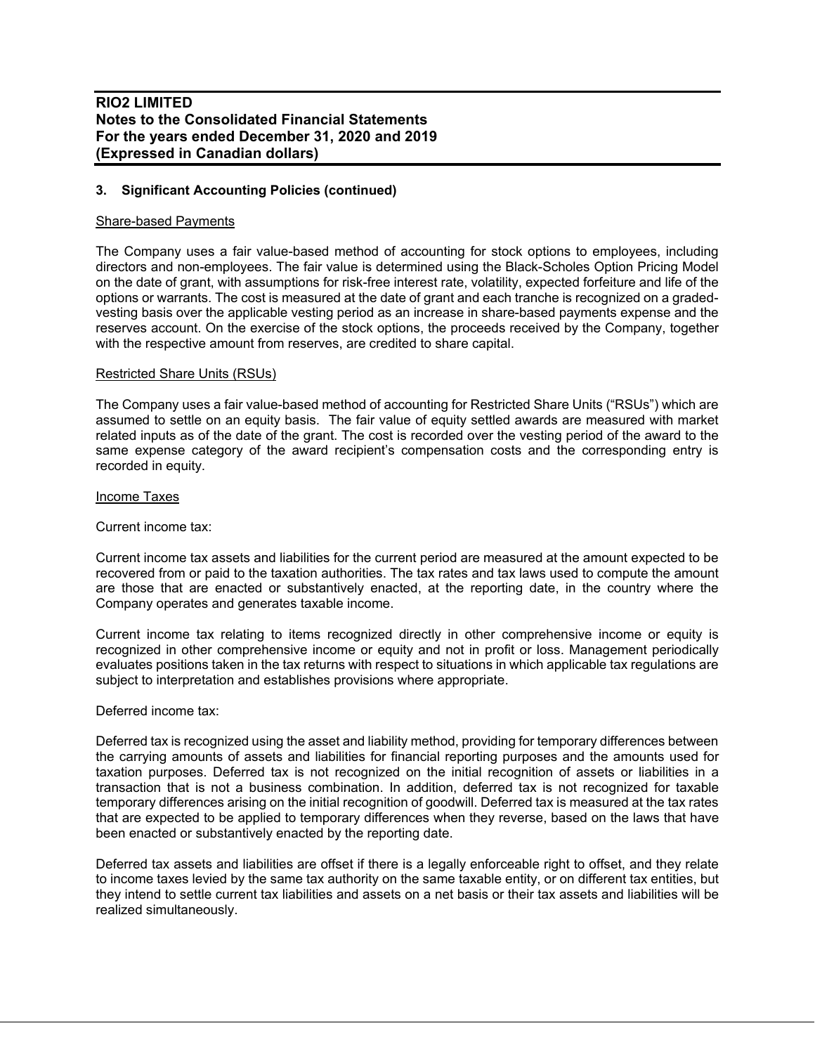### 3. Significant Accounting Policies (continued)

Share-based Payments

The Company uses a fair value-based method of accounting for stock options to employees, including directors and non-employees. The fair value is determined using the Black-Scholes Option Pricing Model on the date of grant, with assumptions for risk-free interest rate, volatility, expected forfeiture and life of the options or warrants. The cost is measured at the date of grant and each tranche is recognized on a graded-vesting basis over the applicable vesting period as an increase in share-based payments expense and the reserves account. On the exercise of the stock options, the proceeds received by the Company, together with the respective amount from reserves, are credited to share capital.

Restricted Share Units (RSUs)

The Company uses a fair value-based method of accounting for Restricted Share Units ("RSUs") which are assumed to settle on an equity basis. The fair value of equity settled awards are measured with market related inputs as of the date of the grant. The cost is recorded over the vesting period of the award to the same expense category of the award recipient's compensation costs and the corresponding entry is recorded in equity.

Income Taxes

Current income tax:

Current income tax assets and liabilities for the current period are measured at the amount expected to be recovered from or paid to the taxation authorities. The tax rates and tax laws used to compute the amount are those that are enacted or substantively enacted, at the reporting date, in the country where the Company operates and generates taxable income.

Current income tax relating to items recognized directly in other comprehensive income or equity is recognized in other comprehensive income or equity and not in profit or loss. Management periodically evaluates positions taken in the tax returns with respect to situations in which applicable tax regulations are subject to interpretation and establishes provisions where appropriate.

Deferred income tax:

Deferred tax is recognized using the asset and liability method, providing for temporary differences between the carrying amounts of assets and liabilities for financial reporting purposes and the amounts used for taxation purposes. Deferred tax is not recognized on the initial recognition of assets or liabilities in a transaction that is not a business combination. In addition, deferred tax is not recognized for taxable temporary differences arising on the initial recognition of goodwill. Deferred tax is measured at the tax rates that are expected to be applied to temporary differences when they reverse, based on the laws that have been enacted or substantively enacted by the reporting date.

Deferred tax assets and liabilities are offset if there is a legally enforceable right to offset, and they relate to income taxes levied by the same tax authority on the same taxable entity, or on different tax entities, but they intend to settle current tax liabilities and assets on a net basis or their tax assets and liabilities will be realized simultaneously.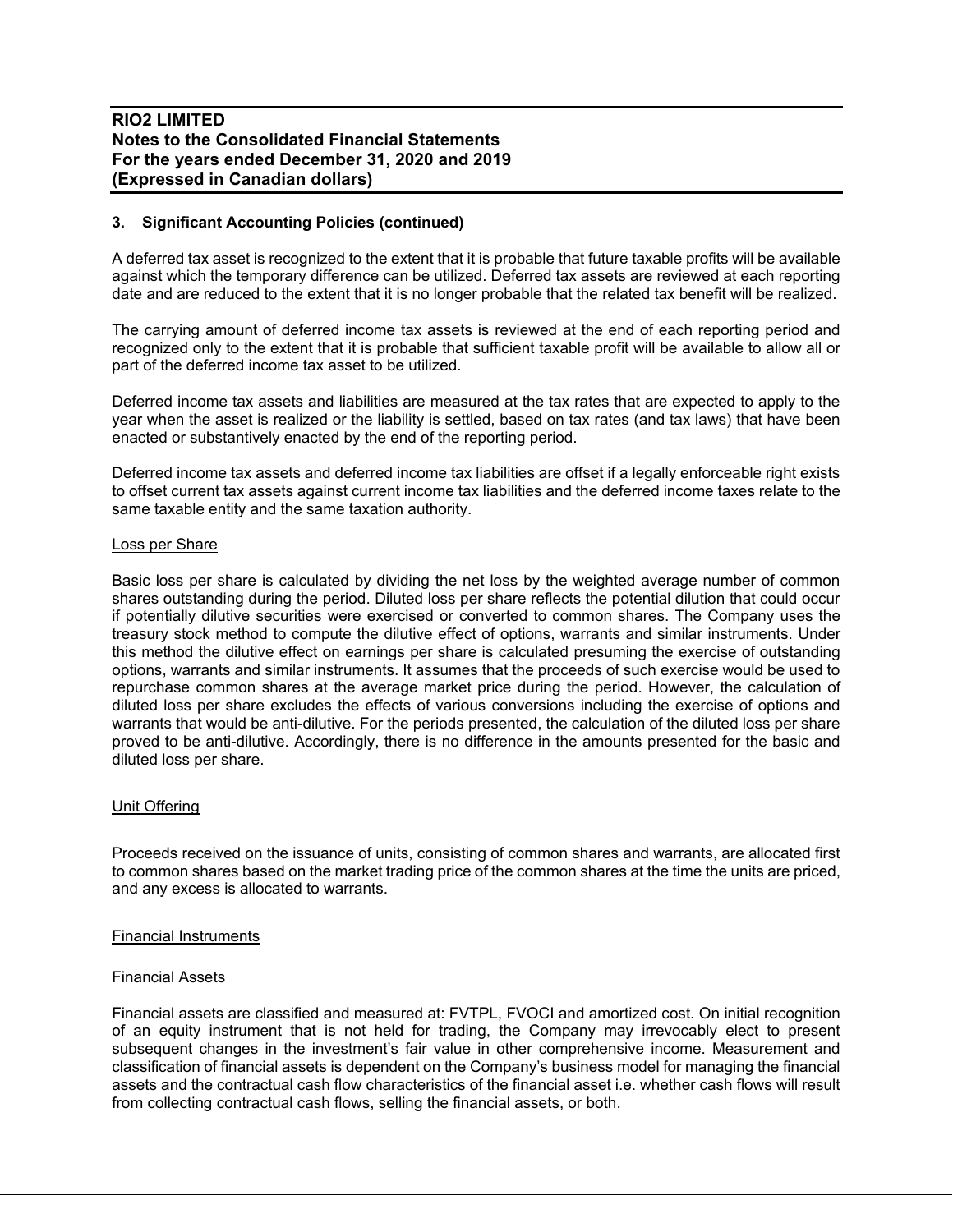**RIO2 LIMITED**
**Notes to the Consolidated Financial Statements**
**For the years ended December 31, 2020 and 2019**
**(Expressed in Canadian dollars)**

### 3. Significant Accounting Policies (continued)

A deferred tax asset is recognized to the extent that it is probable that future taxable profits will be available against which the temporary difference can be utilized. Deferred tax assets are reviewed at each reporting date and are reduced to the extent that it is no longer probable that the related tax benefit will be realized.

The carrying amount of deferred income tax assets is reviewed at the end of each reporting period and recognized only to the extent that it is probable that sufficient taxable profit will be available to allow all or part of the deferred income tax asset to be utilized.

Deferred income tax assets and liabilities are measured at the tax rates that are expected to apply to the year when the asset is realized or the liability is settled, based on tax rates (and tax laws) that have been enacted or substantively enacted by the end of the reporting period.

Deferred income tax assets and deferred income tax liabilities are offset if a legally enforceable right exists to offset current tax assets against current income tax liabilities and the deferred income taxes relate to the same taxable entity and the same taxation authority.

Loss per Share

Basic loss per share is calculated by dividing the net loss by the weighted average number of common shares outstanding during the period. Diluted loss per share reflects the potential dilution that could occur if potentially dilutive securities were exercised or converted to common shares. The Company uses the treasury stock method to compute the dilutive effect of options, warrants and similar instruments. Under this method the dilutive effect on earnings per share is calculated presuming the exercise of outstanding options, warrants and similar instruments. It assumes that the proceeds of such exercise would be used to repurchase common shares at the average market price during the period. However, the calculation of diluted loss per share excludes the effects of various conversions including the exercise of options and warrants that would be anti-dilutive. For the periods presented, the calculation of the diluted loss per share proved to be anti-dilutive. Accordingly, there is no difference in the amounts presented for the basic and diluted loss per share.

Unit Offering

Proceeds received on the issuance of units, consisting of common shares and warrants, are allocated first to common shares based on the market trading price of the common shares at the time the units are priced, and any excess is allocated to warrants.

Financial Instruments

Financial Assets

Financial assets are classified and measured at: FVTPL, FVOCI and amortized cost. On initial recognition of an equity instrument that is not held for trading, the Company may irrevocably elect to present subsequent changes in the investment's fair value in other comprehensive income. Measurement and classification of financial assets is dependent on the Company's business model for managing the financial assets and the contractual cash flow characteristics of the financial asset i.e. whether cash flows will result from collecting contractual cash flows, selling the financial assets, or both.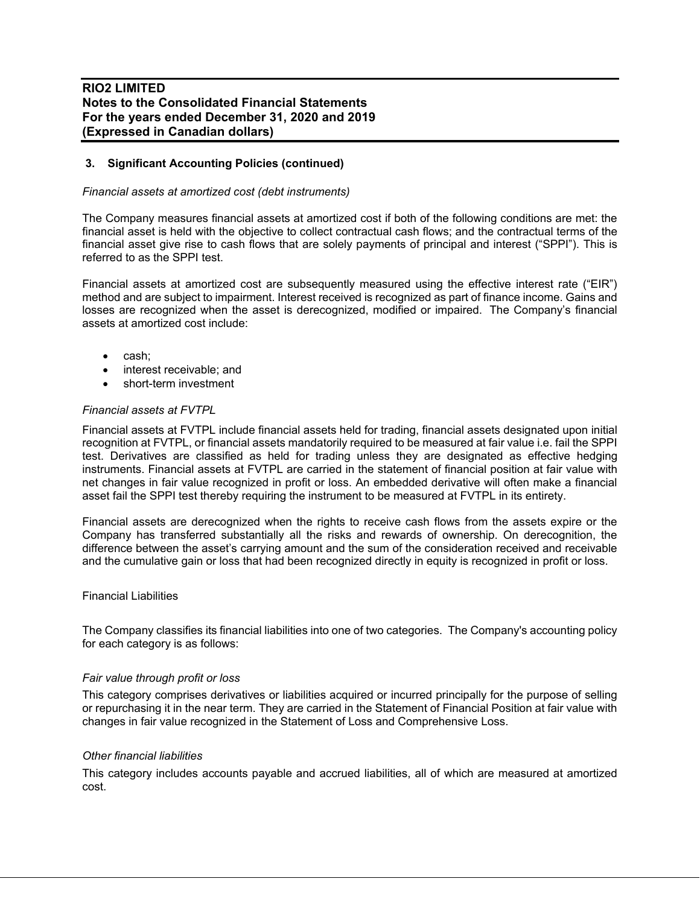### 3. Significant Accounting Policies (continued)

*Financial assets at amortized cost (debt instruments)*

The Company measures financial assets at amortized cost if both of the following conditions are met: the financial asset is held with the objective to collect contractual cash flows; and the contractual terms of the financial asset give rise to cash flows that are solely payments of principal and interest ("SPPI"). This is referred to as the SPPI test.

Financial assets at amortized cost are subsequently measured using the effective interest rate ("EIR") method and are subject to impairment. Interest received is recognized as part of finance income. Gains and losses are recognized when the asset is derecognized, modified or impaired. The Company's financial assets at amortized cost include:

- cash;
- interest receivable; and
- short-term investment

*Financial assets at FVTPL*

Financial assets at FVTPL include financial assets held for trading, financial assets designated upon initial recognition at FVTPL, or financial assets mandatorily required to be measured at fair value i.e. fail the SPPI test. Derivatives are classified as held for trading unless they are designated as effective hedging instruments. Financial assets at FVTPL are carried in the statement of financial position at fair value with net changes in fair value recognized in profit or loss. An embedded derivative will often make a financial asset fail the SPPI test thereby requiring the instrument to be measured at FVTPL in its entirety.

Financial assets are derecognized when the rights to receive cash flows from the assets expire or the Company has transferred substantially all the risks and rewards of ownership. On derecognition, the difference between the asset's carrying amount and the sum of the consideration received and receivable and the cumulative gain or loss that had been recognized directly in equity is recognized in profit or loss.

Financial Liabilities

The Company classifies its financial liabilities into one of two categories. The Company's accounting policy for each category is as follows:

*Fair value through profit or loss*

This category comprises derivatives or liabilities acquired or incurred principally for the purpose of selling or repurchasing it in the near term. They are carried in the Statement of Financial Position at fair value with changes in fair value recognized in the Statement of Loss and Comprehensive Loss.

*Other financial liabilities*

This category includes accounts payable and accrued liabilities, all of which are measured at amortized cost.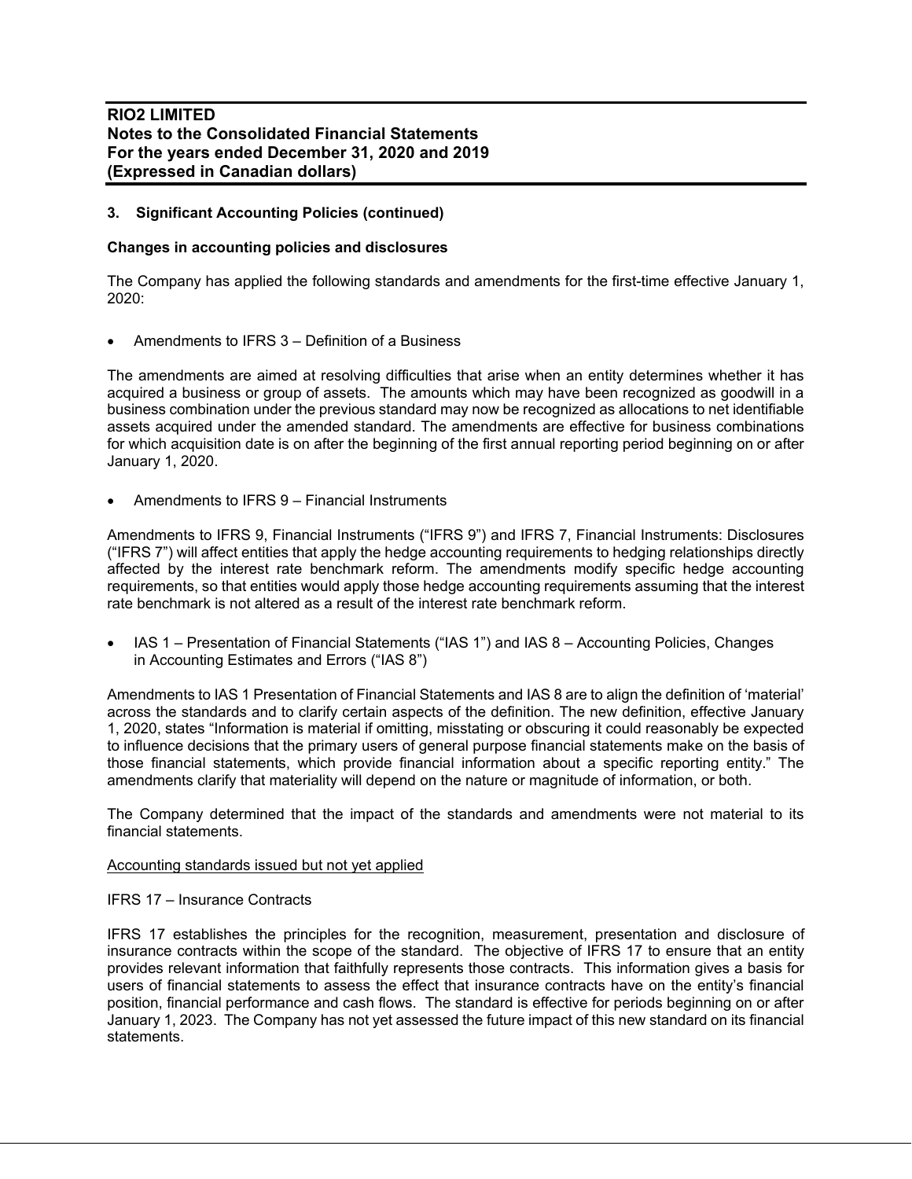### 3. Significant Accounting Policies (continued)

**Changes in accounting policies and disclosures**

The Company has applied the following standards and amendments for the first-time effective January 1, 2020:

- Amendments to IFRS 3 – Definition of a Business

The amendments are aimed at resolving difficulties that arise when an entity determines whether it has acquired a business or group of assets. The amounts which may have been recognized as goodwill in a business combination under the previous standard may now be recognized as allocations to net identifiable assets acquired under the amended standard. The amendments are effective for business combinations for which acquisition date is on after the beginning of the first annual reporting period beginning on or after January 1, 2020.

- Amendments to IFRS 9 – Financial Instruments

Amendments to IFRS 9, Financial Instruments ("IFRS 9") and IFRS 7, Financial Instruments: Disclosures ("IFRS 7") will affect entities that apply the hedge accounting requirements to hedging relationships directly affected by the interest rate benchmark reform. The amendments modify specific hedge accounting requirements, so that entities would apply those hedge accounting requirements assuming that the interest rate benchmark is not altered as a result of the interest rate benchmark reform.

- IAS 1 – Presentation of Financial Statements ("IAS 1") and IAS 8 – Accounting Policies, Changes in Accounting Estimates and Errors ("IAS 8")

Amendments to IAS 1 Presentation of Financial Statements and IAS 8 are to align the definition of 'material' across the standards and to clarify certain aspects of the definition. The new definition, effective January 1, 2020, states "Information is material if omitting, misstating or obscuring it could reasonably be expected to influence decisions that the primary users of general purpose financial statements make on the basis of those financial statements, which provide financial information about a specific reporting entity." The amendments clarify that materiality will depend on the nature or magnitude of information, or both.

The Company determined that the impact of the standards and amendments were not material to its financial statements.

Accounting standards issued but not yet applied

IFRS 17 – Insurance Contracts

IFRS 17 establishes the principles for the recognition, measurement, presentation and disclosure of insurance contracts within the scope of the standard. The objective of IFRS 17 to ensure that an entity provides relevant information that faithfully represents those contracts. This information gives a basis for users of financial statements to assess the effect that insurance contracts have on the entity's financial position, financial performance and cash flows. The standard is effective for periods beginning on or after January 1, 2023. The Company has not yet assessed the future impact of this new standard on its financial statements.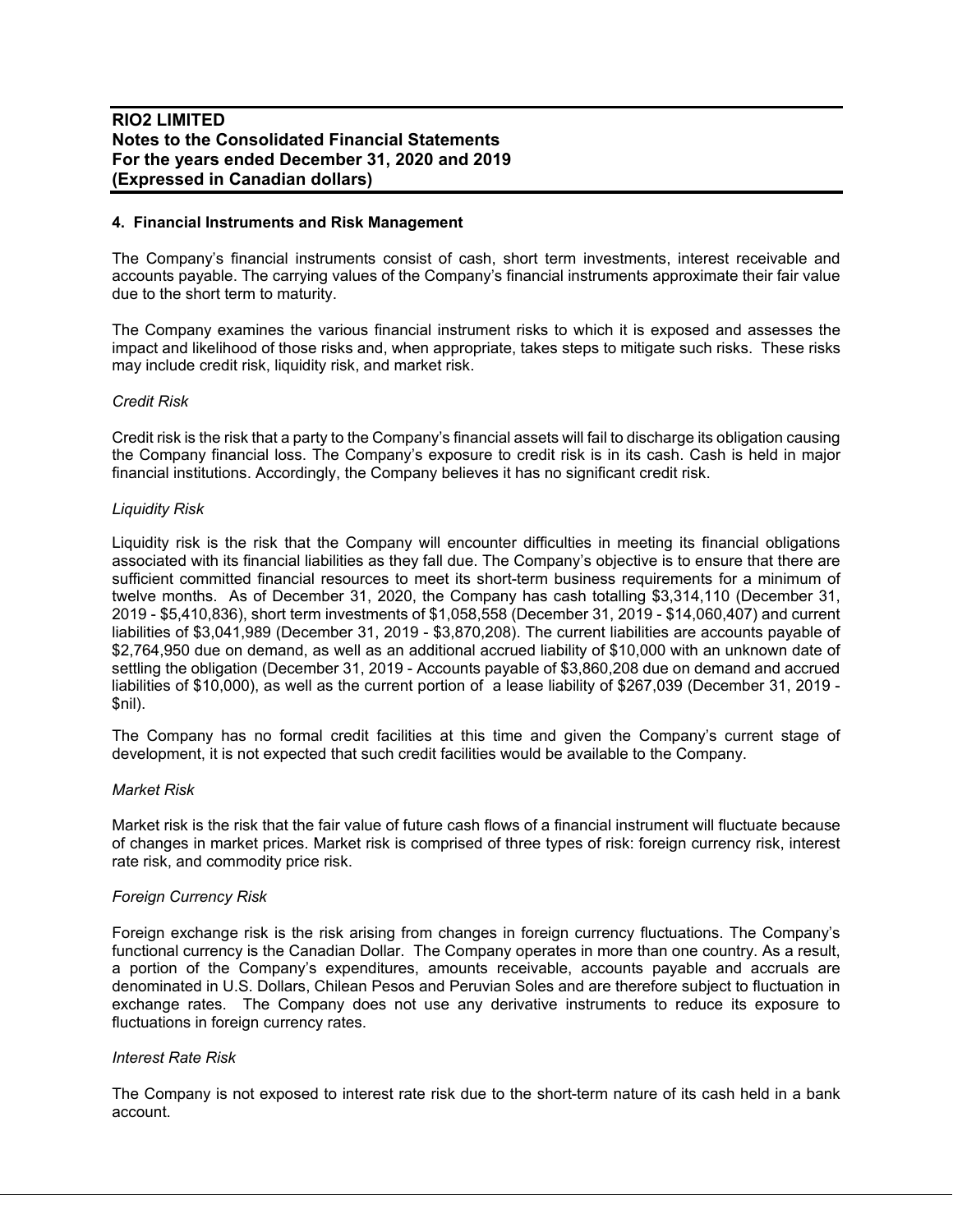## 4. Financial Instruments and Risk Management

The Company's financial instruments consist of cash, short term investments, interest receivable and accounts payable. The carrying values of the Company's financial instruments approximate their fair value due to the short term to maturity.

The Company examines the various financial instrument risks to which it is exposed and assesses the impact and likelihood of those risks and, when appropriate, takes steps to mitigate such risks. These risks may include credit risk, liquidity risk, and market risk.

*Credit Risk*

Credit risk is the risk that a party to the Company's financial assets will fail to discharge its obligation causing the Company financial loss. The Company's exposure to credit risk is in its cash. Cash is held in major financial institutions. Accordingly, the Company believes it has no significant credit risk.

*Liquidity Risk*

Liquidity risk is the risk that the Company will encounter difficulties in meeting its financial obligations associated with its financial liabilities as they fall due. The Company's objective is to ensure that there are sufficient committed financial resources to meet its short-term business requirements for a minimum of twelve months. As of December 31, 2020, the Company has cash totalling $3,314,110 (December 31, 2019 - $5,410,836), short term investments of $1,058,558 (December 31, 2019 - $14,060,407) and current liabilities of $3,041,989 (December 31, 2019 - $3,870,208). The current liabilities are accounts payable of $2,764,950 due on demand, as well as an additional accrued liability of $10,000 with an unknown date of settling the obligation (December 31, 2019 - Accounts payable of $3,860,208 due on demand and accrued liabilities of $10,000), as well as the current portion of a lease liability of $267,039 (December 31, 2019 - $nil).

The Company has no formal credit facilities at this time and given the Company's current stage of development, it is not expected that such credit facilities would be available to the Company.

*Market Risk*

Market risk is the risk that the fair value of future cash flows of a financial instrument will fluctuate because of changes in market prices. Market risk is comprised of three types of risk: foreign currency risk, interest rate risk, and commodity price risk.

*Foreign Currency Risk*

Foreign exchange risk is the risk arising from changes in foreign currency fluctuations. The Company's functional currency is the Canadian Dollar. The Company operates in more than one country. As a result, a portion of the Company's expenditures, amounts receivable, accounts payable and accruals are denominated in U.S. Dollars, Chilean Pesos and Peruvian Soles and are therefore subject to fluctuation in exchange rates. The Company does not use any derivative instruments to reduce its exposure to fluctuations in foreign currency rates.

*Interest Rate Risk*

The Company is not exposed to interest rate risk due to the short-term nature of its cash held in a bank account.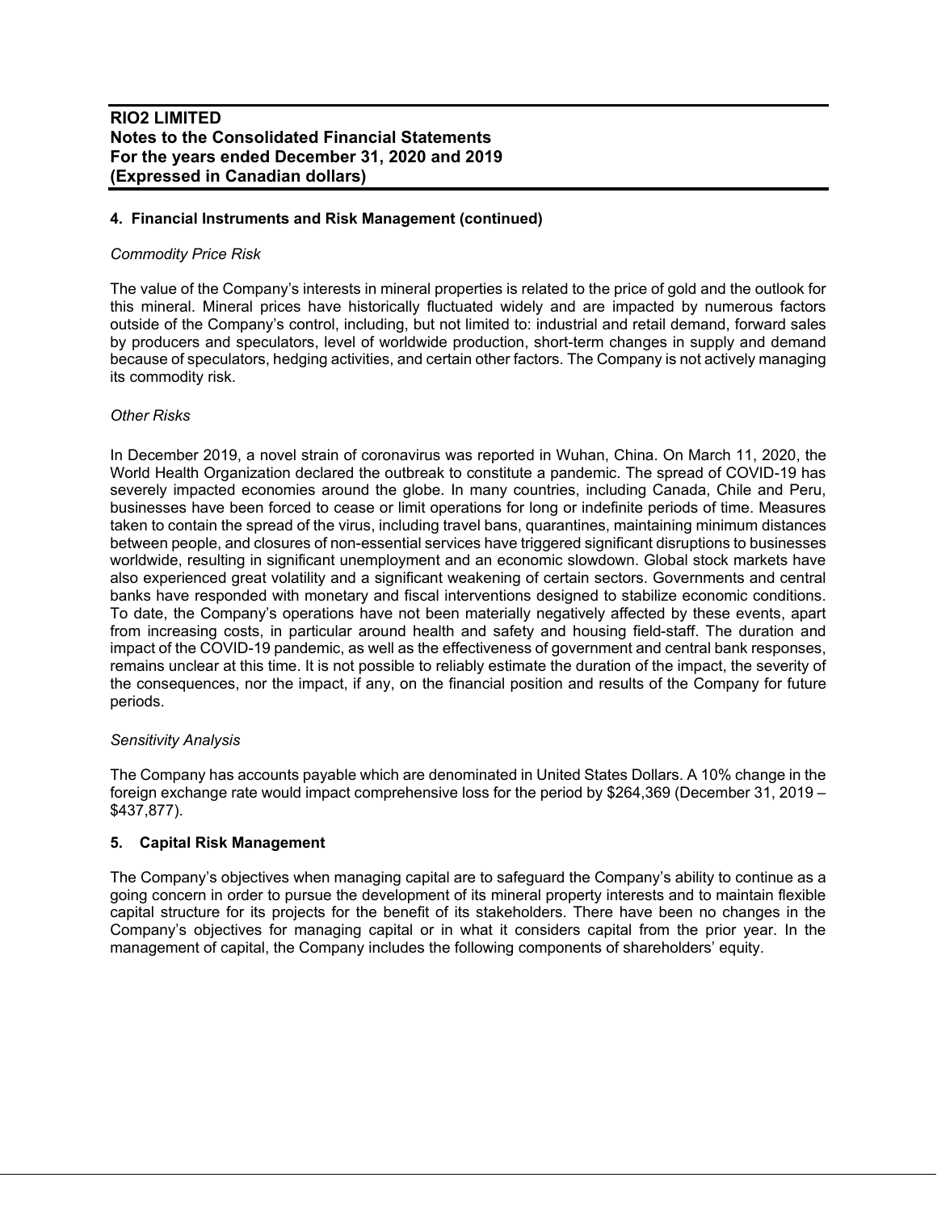## 4. Financial Instruments and Risk Management (continued)

*Commodity Price Risk*

The value of the Company's interests in mineral properties is related to the price of gold and the outlook for this mineral. Mineral prices have historically fluctuated widely and are impacted by numerous factors outside of the Company's control, including, but not limited to: industrial and retail demand, forward sales by producers and speculators, level of worldwide production, short-term changes in supply and demand because of speculators, hedging activities, and certain other factors. The Company is not actively managing its commodity risk.

*Other Risks*

In December 2019, a novel strain of coronavirus was reported in Wuhan, China. On March 11, 2020, the World Health Organization declared the outbreak to constitute a pandemic. The spread of COVID-19 has severely impacted economies around the globe. In many countries, including Canada, Chile and Peru, businesses have been forced to cease or limit operations for long or indefinite periods of time. Measures taken to contain the spread of the virus, including travel bans, quarantines, maintaining minimum distances between people, and closures of non-essential services have triggered significant disruptions to businesses worldwide, resulting in significant unemployment and an economic slowdown. Global stock markets have also experienced great volatility and a significant weakening of certain sectors. Governments and central banks have responded with monetary and fiscal interventions designed to stabilize economic conditions. To date, the Company's operations have not been materially negatively affected by these events, apart from increasing costs, in particular around health and safety and housing field-staff. The duration and impact of the COVID-19 pandemic, as well as the effectiveness of government and central bank responses, remains unclear at this time. It is not possible to reliably estimate the duration of the impact, the severity of the consequences, nor the impact, if any, on the financial position and results of the Company for future periods.

*Sensitivity Analysis*

The Company has accounts payable which are denominated in United States Dollars. A 10% change in the foreign exchange rate would impact comprehensive loss for the period by $264,369 (December 31, 2019 – $437,877).

## 5. Capital Risk Management

The Company's objectives when managing capital are to safeguard the Company's ability to continue as a going concern in order to pursue the development of its mineral property interests and to maintain flexible capital structure for its projects for the benefit of its stakeholders. There have been no changes in the Company's objectives for managing capital or in what it considers capital from the prior year. In the management of capital, the Company includes the following components of shareholders' equity.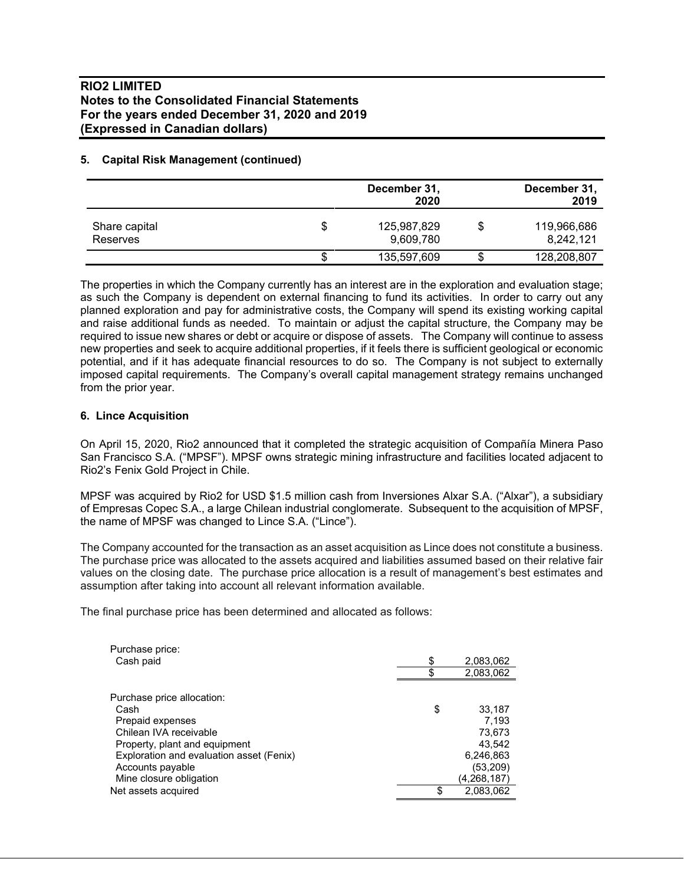### 5. Capital Risk Management (continued)

| | | December 31, 2020 | | December 31, 2019 |
|---|---|---|---|---|
| Share capital | $ | 125,987,829 | $ | 119,966,686 |
| Reserves | | 9,609,780 | | 8,242,121 |
| | $ | 135,597,609 | $ | 128,208,807 |

The properties in which the Company currently has an interest are in the exploration and evaluation stage; as such the Company is dependent on external financing to fund its activities. In order to carry out any planned exploration and pay for administrative costs, the Company will spend its existing working capital and raise additional funds as needed. To maintain or adjust the capital structure, the Company may be required to issue new shares or debt or acquire or dispose of assets. The Company will continue to assess new properties and seek to acquire additional properties, if it feels there is sufficient geological or economic potential, and if it has adequate financial resources to do so. The Company is not subject to externally imposed capital requirements. The Company's overall capital management strategy remains unchanged from the prior year.

### 6. Lince Acquisition

On April 15, 2020, Rio2 announced that it completed the strategic acquisition of Compañía Minera Paso San Francisco S.A. ("MPSF"). MPSF owns strategic mining infrastructure and facilities located adjacent to Rio2's Fenix Gold Project in Chile.

MPSF was acquired by Rio2 for USD $1.5 million cash from Inversiones Alxar S.A. ("Alxar"), a subsidiary of Empresas Copec S.A., a large Chilean industrial conglomerate. Subsequent to the acquisition of MPSF, the name of MPSF was changed to Lince S.A. ("Lince").

The Company accounted for the transaction as an asset acquisition as Lince does not constitute a business. The purchase price was allocated to the assets acquired and liabilities assumed based on their relative fair values on the closing date. The purchase price allocation is a result of management's best estimates and assumption after taking into account all relevant information available.

The final purchase price has been determined and allocated as follows:

| | | |
|---|---|---|
| Purchase price: | | |
| Cash paid | $ | 2,083,062 |
| | $ | 2,083,062 |
| | | |
| Purchase price allocation: | | |
| Cash | $ | 33,187 |
| Prepaid expenses | | 7,193 |
| Chilean IVA receivable | | 73,673 |
| Property, plant and equipment | | 43,542 |
| Exploration and evaluation asset (Fenix) | | 6,246,863 |
| Accounts payable | | (53,209) |
| Mine closure obligation | | (4,268,187) |
| Net assets acquired | $ | 2,083,062 |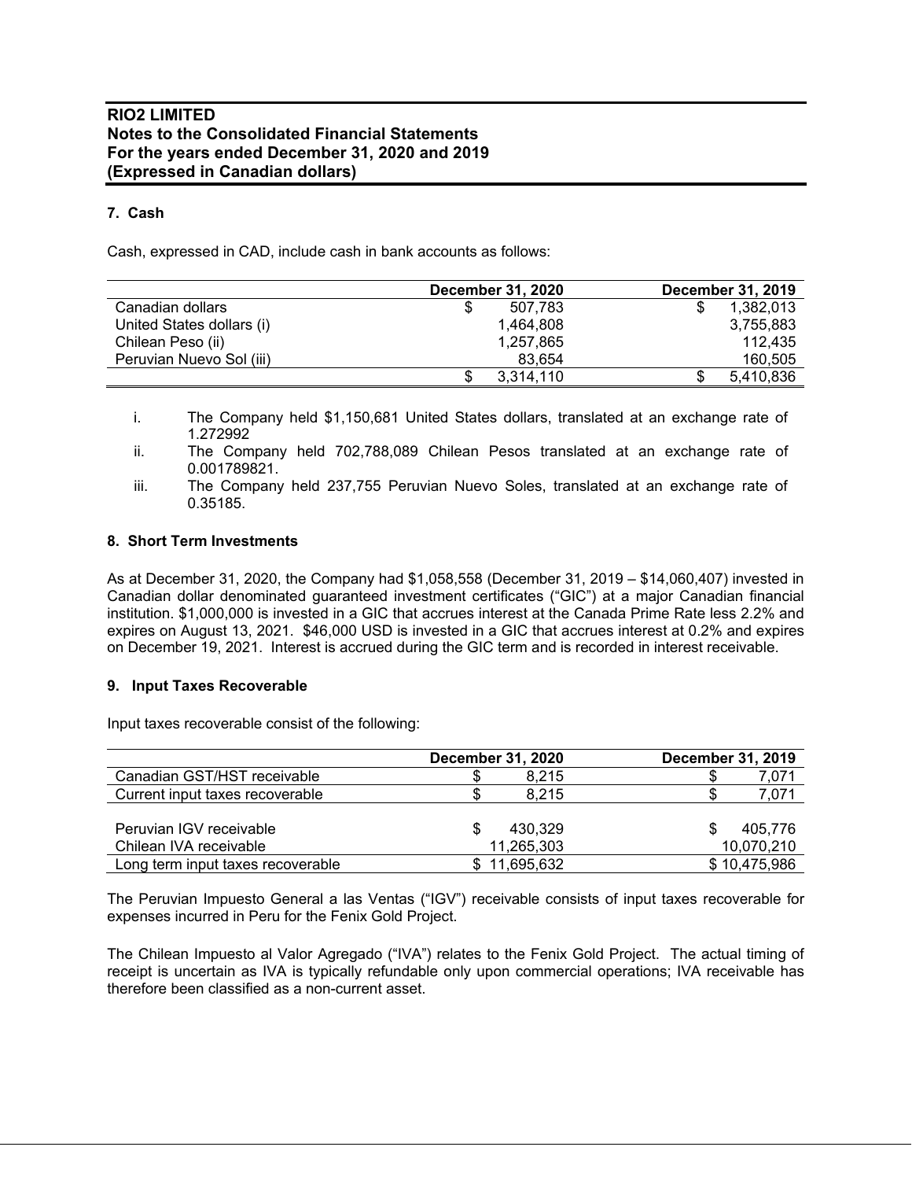## 7. Cash

Cash, expressed in CAD, include cash in bank accounts as follows:

| | December 31, 2020 | December 31, 2019 |
|---|---|---|
| Canadian dollars | $ 507,783 | $ 1,382,013 |
| United States dollars (i) | 1,464,808 | 3,755,883 |
| Chilean Peso (ii) | 1,257,865 | 112,435 |
| Peruvian Nuevo Sol (iii) | 83,654 | 160,505 |
| | $ 3,314,110 | $ 5,410,836 |

i. The Company held $1,150,681 United States dollars, translated at an exchange rate of 1.272992
ii. The Company held 702,788,089 Chilean Pesos translated at an exchange rate of 0.001789821.
iii. The Company held 237,755 Peruvian Nuevo Soles, translated at an exchange rate of 0.35185.

## 8. Short Term Investments

As at December 31, 2020, the Company had $1,058,558 (December 31, 2019 – $14,060,407) invested in Canadian dollar denominated guaranteed investment certificates ("GIC") at a major Canadian financial institution. $1,000,000 is invested in a GIC that accrues interest at the Canada Prime Rate less 2.2% and expires on August 13, 2021. $46,000 USD is invested in a GIC that accrues interest at 0.2% and expires on December 19, 2021. Interest is accrued during the GIC term and is recorded in interest receivable.

## 9. Input Taxes Recoverable

Input taxes recoverable consist of the following:

| | December 31, 2020 | December 31, 2019 |
|---|---|---|
| Canadian GST/HST receivable | $ 8,215 | $ 7,071 |
| Current input taxes recoverable | $ 8,215 | $ 7,071 |
| | | |
| Peruvian IGV receivable | $ 430,329 | $ 405,776 |
| Chilean IVA receivable | 11,265,303 | 10,070,210 |
| Long term input taxes recoverable | $ 11,695,632 | $ 10,475,986 |

The Peruvian Impuesto General a las Ventas ("IGV") receivable consists of input taxes recoverable for expenses incurred in Peru for the Fenix Gold Project.

The Chilean Impuesto al Valor Agregado ("IVA") relates to the Fenix Gold Project. The actual timing of receipt is uncertain as IVA is typically refundable only upon commercial operations; IVA receivable has therefore been classified as a non-current asset.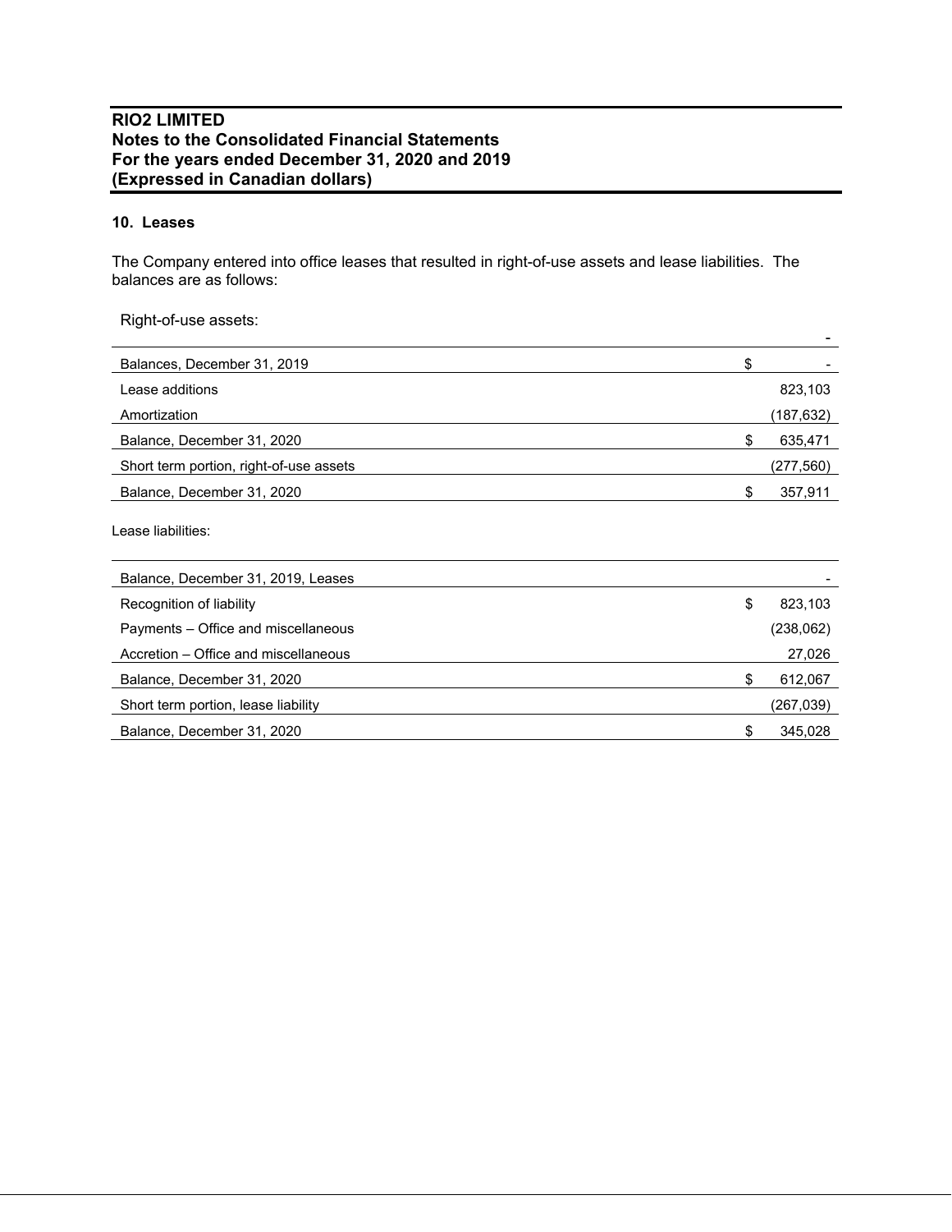## 10. Leases

The Company entered into office leases that resulted in right-of-use assets and lease liabilities. The balances are as follows:

Right-of-use assets:

| | | |
|---|---|---|
| | | - |
| Balances, December 31, 2019 | $ | - |
| Lease additions | | 823,103 |
| Amortization | | (187,632) |
| Balance, December 31, 2020 | $ | 635,471 |
| Short term portion, right-of-use assets | | (277,560) |
| Balance, December 31, 2020 | $ | 357,911 |

Lease liabilities:

| | | |
|---|---|---|
| Balance, December 31, 2019, Leases | | - |
| Recognition of liability | $ | 823,103 |
| Payments – Office and miscellaneous | | (238,062) |
| Accretion – Office and miscellaneous | | 27,026 |
| Balance, December 31, 2020 | $ | 612,067 |
| Short term portion, lease liability | | (267,039) |
| Balance, December 31, 2020 | $ | 345,028 |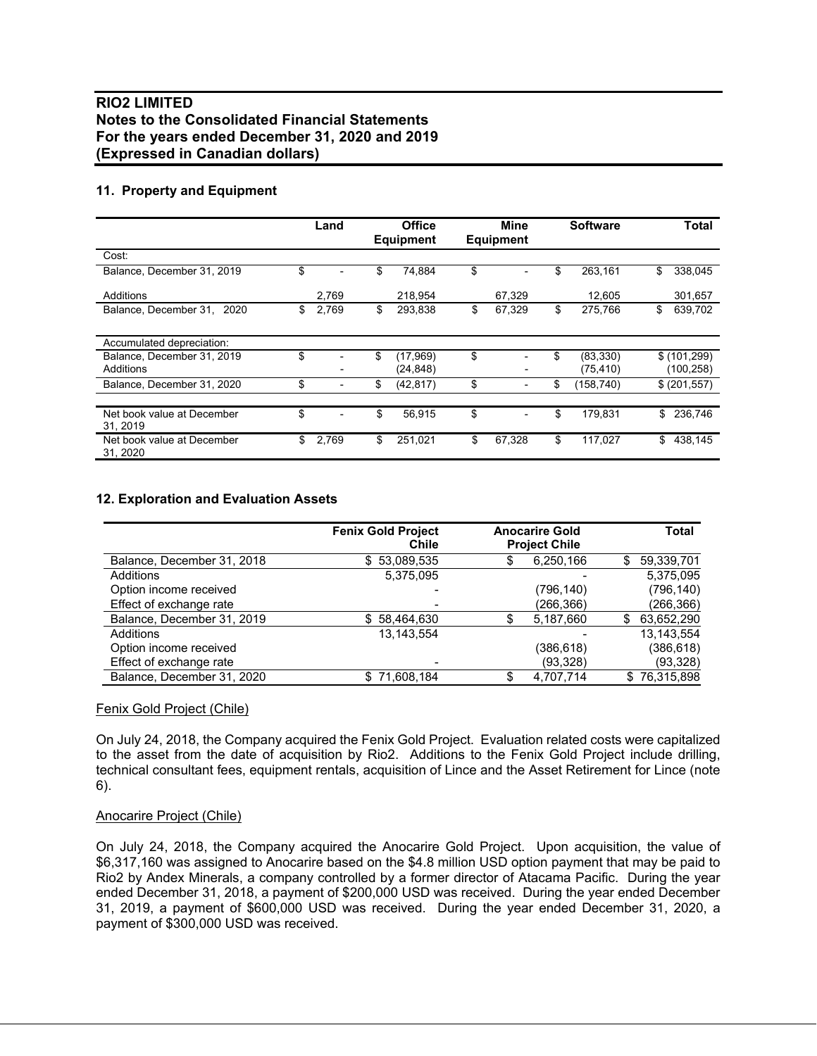# RIO2 LIMITED
## Notes to the Consolidated Financial Statements
## For the years ended December 31, 2020 and 2019
## (Expressed in Canadian dollars)

### 11. Property and Equipment

| | Land | Office Equipment | Mine Equipment | Software | Total |
|---|---|---|---|---|---|
| Cost: | | | | | |
| Balance, December 31, 2019 | $ - | $ 74,884 | $ - | $ 263,161 | $ 338,045 |
| Additions | 2,769 | 218,954 | 67,329 | 12,605 | 301,657 |
| Balance, December 31, 2020 | $ 2,769 | $ 293,838 | $ 67,329 | $ 275,766 | $ 639,702 |
| | | | | | |
| Accumulated depreciation: | | | | | |
| Balance, December 31, 2019 | $ - | $ (17,969) | $ - | $ (83,330) | $ (101,299) |
| Additions | - | (24,848) | - | (75,410) | (100,258) |
| Balance, December 31, 2020 | $ - | $ (42,817) | $ - | $ (158,740) | $ (201,557) |
| | | | | | |
| Net book value at December 31, 2019 | $ - | $ 56,915 | $ - | $ 179,831 | $ 236,746 |
| Net book value at December 31, 2020 | $ 2,769 | $ 251,021 | $ 67,328 | $ 117,027 | $ 438,145 |

### 12. Exploration and Evaluation Assets

| | Fenix Gold Project Chile | Anocarire Gold Project Chile | Total |
|---|---|---|---|
| Balance, December 31, 2018 | $ 53,089,535 | $ 6,250,166 | $ 59,339,701 |
| Additions | 5,375,095 | - | 5,375,095 |
| Option income received | - | (796,140) | (796,140) |
| Effect of exchange rate | - | (266,366) | (266,366) |
| Balance, December 31, 2019 | $ 58,464,630 | $ 5,187,660 | $ 63,652,290 |
| Additions | 13,143,554 | - | 13,143,554 |
| Option income received | | (386,618) | (386,618) |
| Effect of exchange rate | - | (93,328) | (93,328) |
| Balance, December 31, 2020 | $ 71,608,184 | $ 4,707,714 | $ 76,315,898 |

Fenix Gold Project (Chile)

On July 24, 2018, the Company acquired the Fenix Gold Project. Evaluation related costs were capitalized to the asset from the date of acquisition by Rio2. Additions to the Fenix Gold Project include drilling, technical consultant fees, equipment rentals, acquisition of Lince and the Asset Retirement for Lince (note 6).

Anocarire Project (Chile)

On July 24, 2018, the Company acquired the Anocarire Gold Project. Upon acquisition, the value of $6,317,160 was assigned to Anocarire based on the $4.8 million USD option payment that may be paid to Rio2 by Andex Minerals, a company controlled by a former director of Atacama Pacific. During the year ended December 31, 2018, a payment of $200,000 USD was received. During the year ended December 31, 2019, a payment of $600,000 USD was received. During the year ended December 31, 2020, a payment of $300,000 USD was received.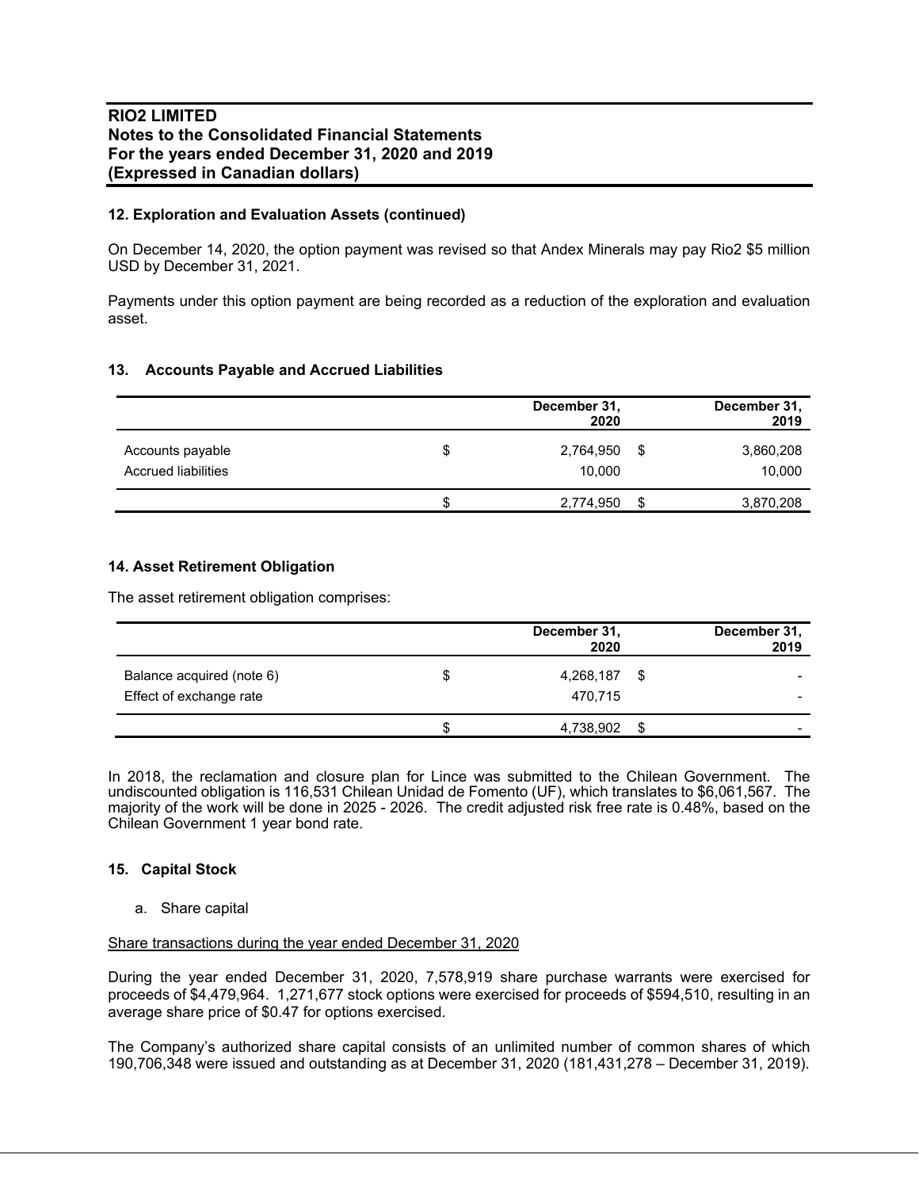### 12. Exploration and Evaluation Assets (continued)

On December 14, 2020, the option payment was revised so that Andex Minerals may pay Rio2 $5 million USD by December 31, 2021.

Payments under this option payment are being recorded as a reduction of the exploration and evaluation asset.

### 13. Accounts Payable and Accrued Liabilities

| | | December 31, 2020 | | December 31, 2019 |
|---|---|---|---|---|
| Accounts payable | $ | 2,764,950 | $ | 3,860,208 |
| Accrued liabilities | | 10,000 | | 10,000 |
| | $ | 2,774,950 | $ | 3,870,208 |

### 14. Asset Retirement Obligation

The asset retirement obligation comprises:

| | | December 31, 2020 | | December 31, 2019 |
|---|---|---|---|---|
| Balance acquired (note 6) | $ | 4,268,187 | $ | - |
| Effect of exchange rate | | 470,715 | | - |
| | $ | 4,738,902 | $ | - |

In 2018, the reclamation and closure plan for Lince was submitted to the Chilean Government. The undiscounted obligation is 116,531 Chilean Unidad de Fomento (UF), which translates to $6,061,567. The majority of the work will be done in 2025 - 2026. The credit adjusted risk free rate is 0.48%, based on the Chilean Government 1 year bond rate.

### 15. Capital Stock

a. Share capital

Share transactions during the year ended December 31, 2020

During the year ended December 31, 2020, 7,578,919 share purchase warrants were exercised for proceeds of $4,479,964. 1,271,677 stock options were exercised for proceeds of $594,510, resulting in an average share price of $0.47 for options exercised.

The Company's authorized share capital consists of an unlimited number of common shares of which 190,706,348 were issued and outstanding as at December 31, 2020 (181,431,278 – December 31, 2019).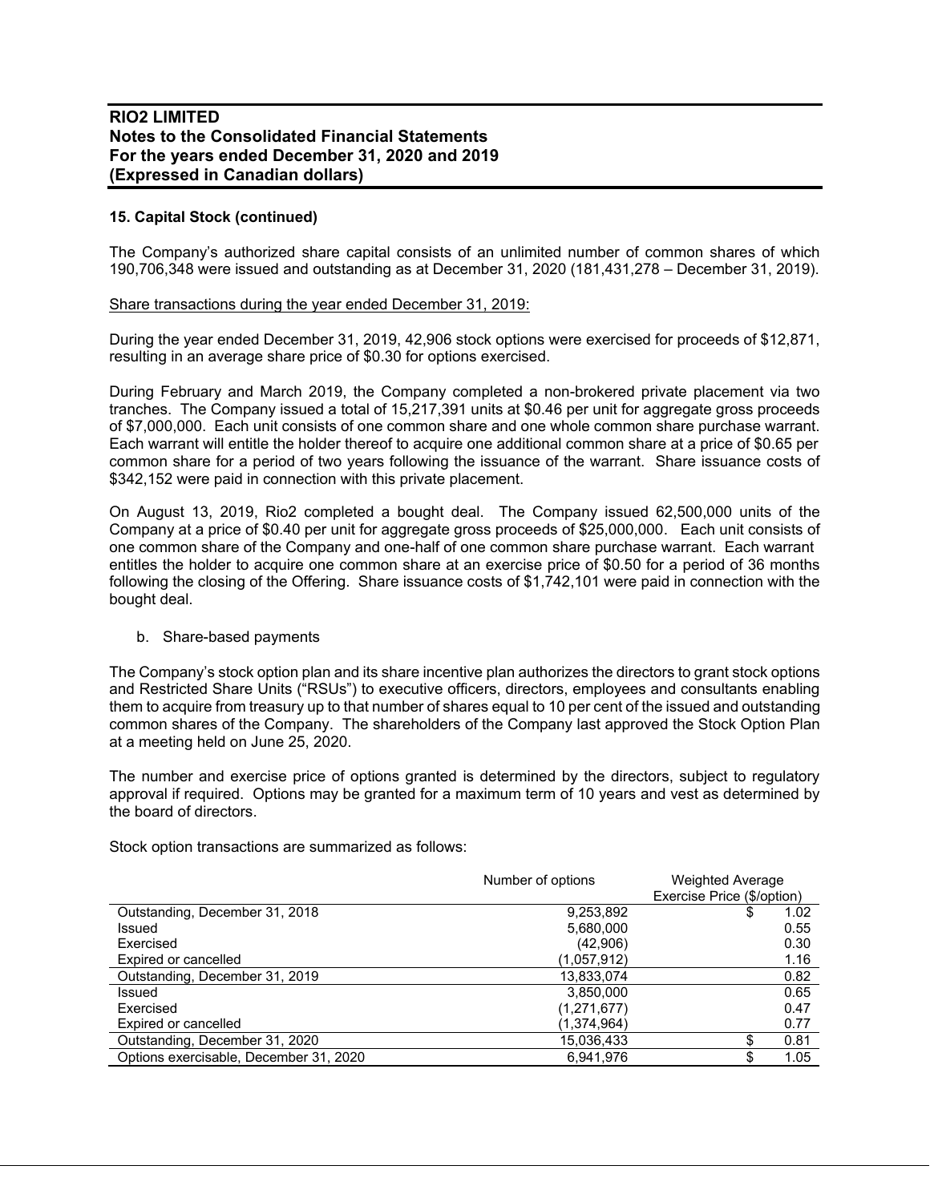**RIO2 LIMITED**
**Notes to the Consolidated Financial Statements**
**For the years ended December 31, 2020 and 2019**
**(Expressed in Canadian dollars)**

**15. Capital Stock (continued)**

The Company's authorized share capital consists of an unlimited number of common shares of which 190,706,348 were issued and outstanding as at December 31, 2020 (181,431,278 – December 31, 2019).

Share transactions during the year ended December 31, 2019:

During the year ended December 31, 2019, 42,906 stock options were exercised for proceeds of $12,871, resulting in an average share price of $0.30 for options exercised.

During February and March 2019, the Company completed a non-brokered private placement via two tranches. The Company issued a total of 15,217,391 units at $0.46 per unit for aggregate gross proceeds of $7,000,000. Each unit consists of one common share and one whole common share purchase warrant. Each warrant will entitle the holder thereof to acquire one additional common share at a price of $0.65 per common share for a period of two years following the issuance of the warrant. Share issuance costs of $342,152 were paid in connection with this private placement.

On August 13, 2019, Rio2 completed a bought deal. The Company issued 62,500,000 units of the Company at a price of $0.40 per unit for aggregate gross proceeds of $25,000,000. Each unit consists of one common share of the Company and one-half of one common share purchase warrant. Each warrant entitles the holder to acquire one common share at an exercise price of $0.50 for a period of 36 months following the closing of the Offering. Share issuance costs of $1,742,101 were paid in connection with the bought deal.

b. Share-based payments

The Company's stock option plan and its share incentive plan authorizes the directors to grant stock options and Restricted Share Units ("RSUs") to executive officers, directors, employees and consultants enabling them to acquire from treasury up to that number of shares equal to 10 per cent of the issued and outstanding common shares of the Company. The shareholders of the Company last approved the Stock Option Plan at a meeting held on June 25, 2020.

The number and exercise price of options granted is determined by the directors, subject to regulatory approval if required. Options may be granted for a maximum term of 10 years and vest as determined by the board of directors.

Stock option transactions are summarized as follows:

| | Number of options | Weighted Average Exercise Price ($/option) |
|---|---|---|
| Outstanding, December 31, 2018 | 9,253,892 | $ 1.02 |
| Issued | 5,680,000 | 0.55 |
| Exercised | (42,906) | 0.30 |
| Expired or cancelled | (1,057,912) | 1.16 |
| Outstanding, December 31, 2019 | 13,833,074 | 0.82 |
| Issued | 3,850,000 | 0.65 |
| Exercised | (1,271,677) | 0.47 |
| Expired or cancelled | (1,374,964) | 0.77 |
| Outstanding, December 31, 2020 | 15,036,433 | $ 0.81 |
| Options exercisable, December 31, 2020 | 6,941,976 | $ 1.05 |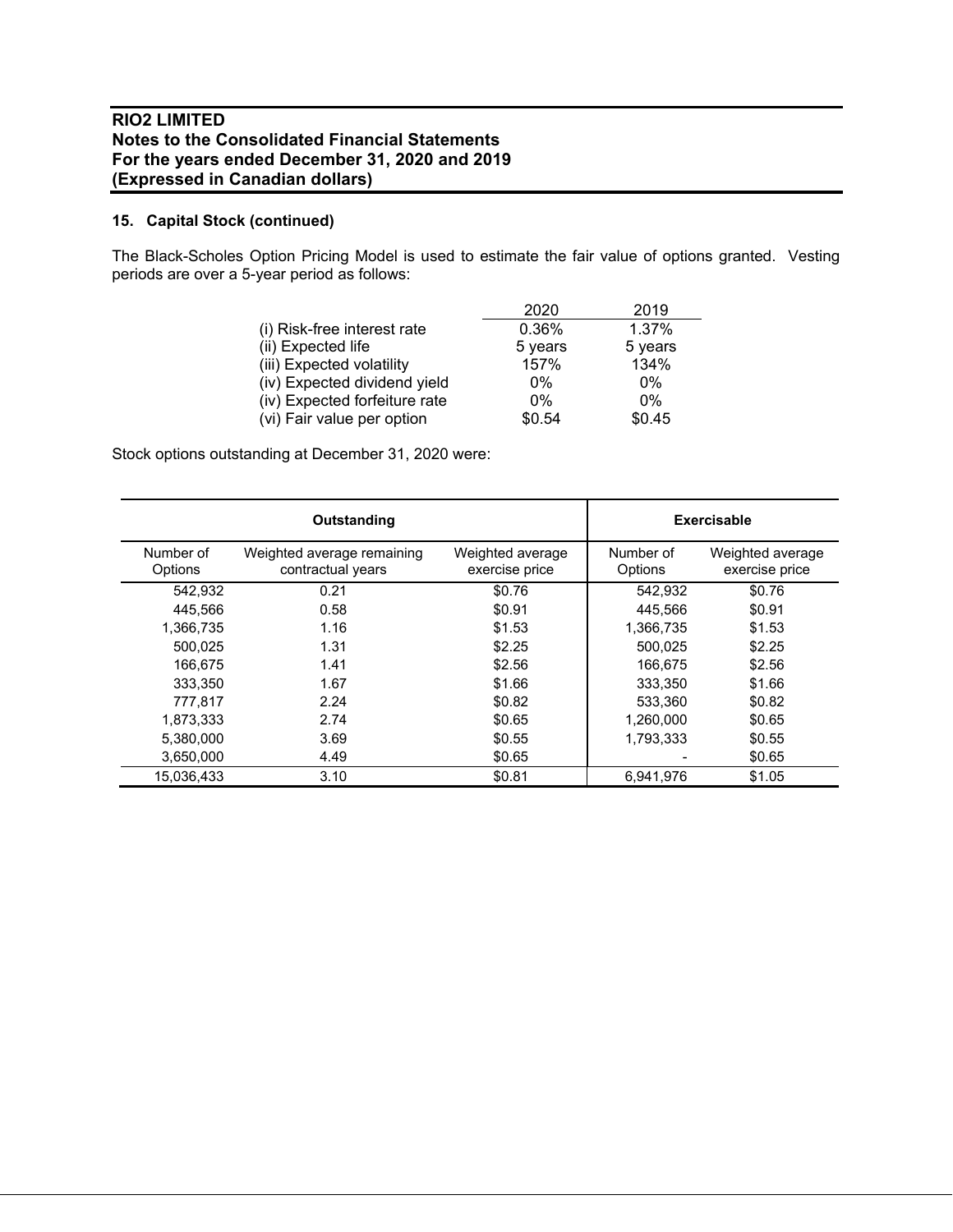**RIO2 LIMITED**
**Notes to the Consolidated Financial Statements**
**For the years ended December 31, 2020 and 2019**
**(Expressed in Canadian dollars)**

### 15. Capital Stock (continued)

The Black-Scholes Option Pricing Model is used to estimate the fair value of options granted. Vesting periods are over a 5-year period as follows:

| | 2020 | 2019 |
|---|---|---|
| (i) Risk-free interest rate | 0.36% | 1.37% |
| (ii) Expected life | 5 years | 5 years |
| (iii) Expected volatility | 157% | 134% |
| (iv) Expected dividend yield | 0% | 0% |
| (iv) Expected forfeiture rate | 0% | 0% |
| (vi) Fair value per option | $0.54 | $0.45 |

Stock options outstanding at December 31, 2020 were:

| Outstanding | | | Exercisable | |
|---|---|---|---|---|
| Number of Options | Weighted average remaining contractual years | Weighted average exercise price | Number of Options | Weighted average exercise price |
| 542,932 | 0.21 | $0.76 | 542,932 | $0.76 |
| 445,566 | 0.58 | $0.91 | 445,566 | $0.91 |
| 1,366,735 | 1.16 | $1.53 | 1,366,735 | $1.53 |
| 500,025 | 1.31 | $2.25 | 500,025 | $2.25 |
| 166,675 | 1.41 | $2.56 | 166,675 | $2.56 |
| 333,350 | 1.67 | $1.66 | 333,350 | $1.66 |
| 777,817 | 2.24 | $0.82 | 533,360 | $0.82 |
| 1,873,333 | 2.74 | $0.65 | 1,260,000 | $0.65 |
| 5,380,000 | 3.69 | $0.55 | 1,793,333 | $0.55 |
| 3,650,000 | 4.49 | $0.65 | - | $0.65 |
| 15,036,433 | 3.10 | $0.81 | 6,941,976 | $1.05 |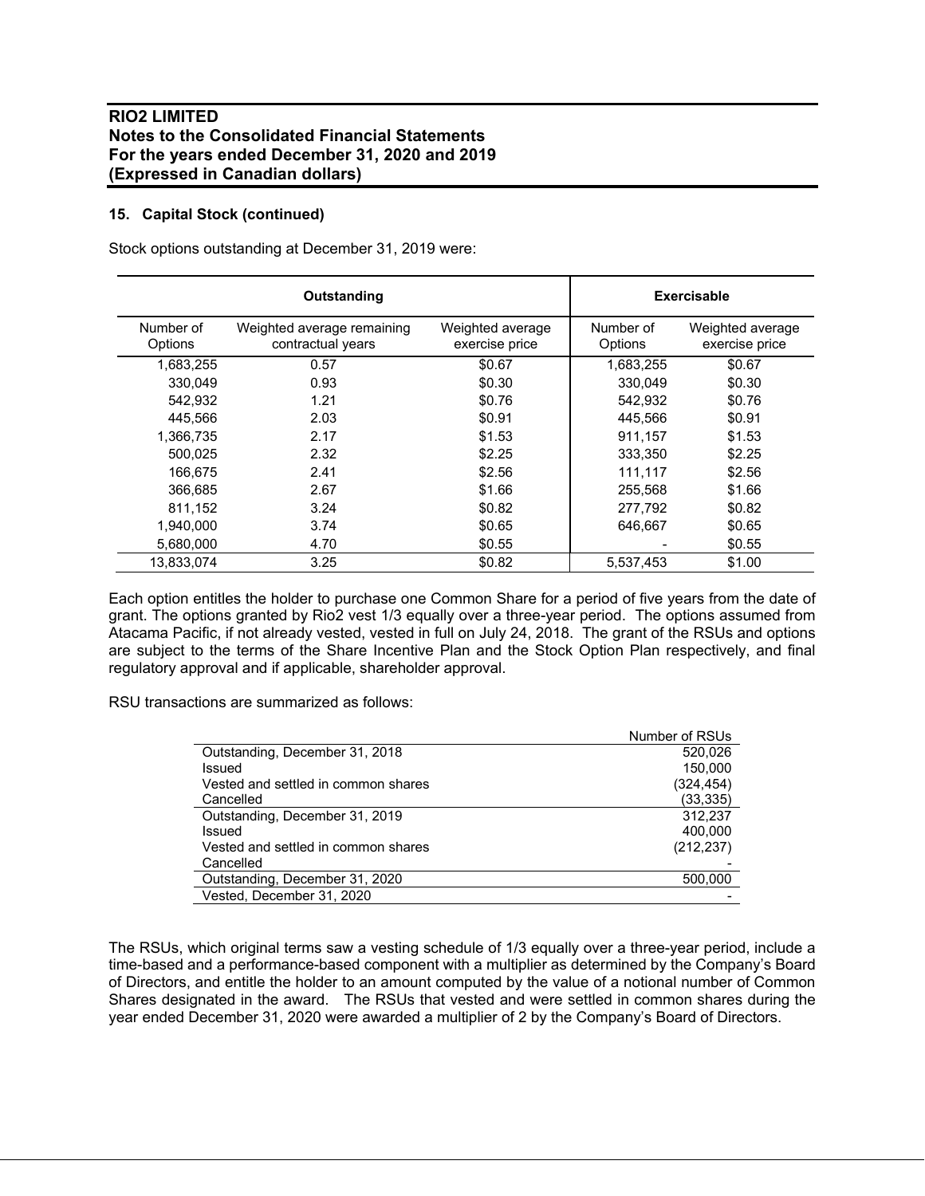**15. Capital Stock (continued)**

Stock options outstanding at December 31, 2019 were:

| Outstanding | | | Exercisable | |
|---|---|---|---|---|
| Number of Options | Weighted average remaining contractual years | Weighted average exercise price | Number of Options | Weighted average exercise price |
| 1,683,255 | 0.57 | $0.67 | 1,683,255 | $0.67 |
| 330,049 | 0.93 | $0.30 | 330,049 | $0.30 |
| 542,932 | 1.21 | $0.76 | 542,932 | $0.76 |
| 445,566 | 2.03 | $0.91 | 445,566 | $0.91 |
| 1,366,735 | 2.17 | $1.53 | 911,157 | $1.53 |
| 500,025 | 2.32 | $2.25 | 333,350 | $2.25 |
| 166,675 | 2.41 | $2.56 | 111,117 | $2.56 |
| 366,685 | 2.67 | $1.66 | 255,568 | $1.66 |
| 811,152 | 3.24 | $0.82 | 277,792 | $0.82 |
| 1,940,000 | 3.74 | $0.65 | 646,667 | $0.65 |
| 5,680,000 | 4.70 | $0.55 | - | $0.55 |
| 13,833,074 | 3.25 | $0.82 | 5,537,453 | $1.00 |

Each option entitles the holder to purchase one Common Share for a period of five years from the date of grant. The options granted by Rio2 vest 1/3 equally over a three-year period. The options assumed from Atacama Pacific, if not already vested, vested in full on July 24, 2018. The grant of the RSUs and options are subject to the terms of the Share Incentive Plan and the Stock Option Plan respectively, and final regulatory approval and if applicable, shareholder approval.

RSU transactions are summarized as follows:

| | Number of RSUs |
|---|---|
| Outstanding, December 31, 2018 | 520,026 |
| Issued | 150,000 |
| Vested and settled in common shares | (324,454) |
| Cancelled | (33,335) |
| Outstanding, December 31, 2019 | 312,237 |
| Issued | 400,000 |
| Vested and settled in common shares | (212,237) |
| Cancelled | - |
| Outstanding, December 31, 2020 | 500,000 |
| Vested, December 31, 2020 | - |

The RSUs, which original terms saw a vesting schedule of 1/3 equally over a three-year period, include a time-based and a performance-based component with a multiplier as determined by the Company's Board of Directors, and entitle the holder to an amount computed by the value of a notional number of Common Shares designated in the award. The RSUs that vested and were settled in common shares during the year ended December 31, 2020 were awarded a multiplier of 2 by the Company's Board of Directors.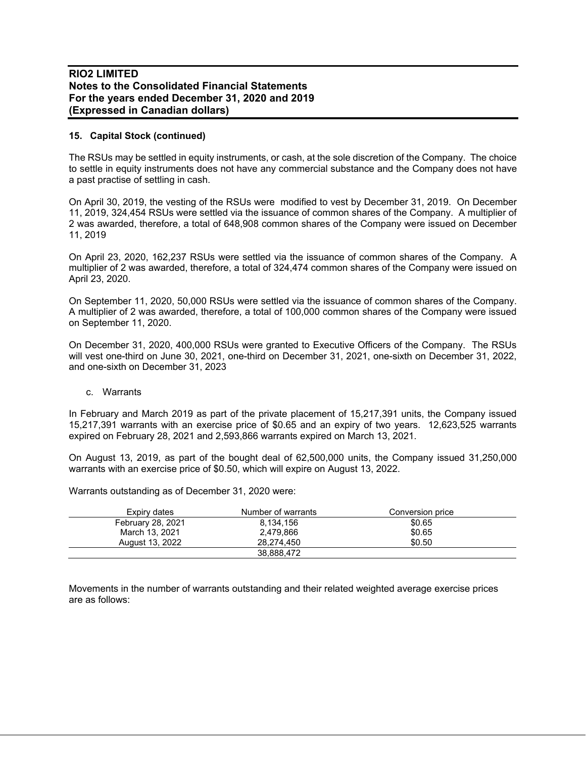## 15. Capital Stock (continued)

The RSUs may be settled in equity instruments, or cash, at the sole discretion of the Company. The choice to settle in equity instruments does not have any commercial substance and the Company does not have a past practise of settling in cash.

On April 30, 2019, the vesting of the RSUs were modified to vest by December 31, 2019. On December 11, 2019, 324,454 RSUs were settled via the issuance of common shares of the Company. A multiplier of 2 was awarded, therefore, a total of 648,908 common shares of the Company were issued on December 11, 2019

On April 23, 2020, 162,237 RSUs were settled via the issuance of common shares of the Company. A multiplier of 2 was awarded, therefore, a total of 324,474 common shares of the Company were issued on April 23, 2020.

On September 11, 2020, 50,000 RSUs were settled via the issuance of common shares of the Company. A multiplier of 2 was awarded, therefore, a total of 100,000 common shares of the Company were issued on September 11, 2020.

On December 31, 2020, 400,000 RSUs were granted to Executive Officers of the Company. The RSUs will vest one-third on June 30, 2021, one-third on December 31, 2021, one-sixth on December 31, 2022, and one-sixth on December 31, 2023

c. Warrants

In February and March 2019 as part of the private placement of 15,217,391 units, the Company issued 15,217,391 warrants with an exercise price of $0.65 and an expiry of two years. 12,623,525 warrants expired on February 28, 2021 and 2,593,866 warrants expired on March 13, 2021.

On August 13, 2019, as part of the bought deal of 62,500,000 units, the Company issued 31,250,000 warrants with an exercise price of $0.50, which will expire on August 13, 2022.

Warrants outstanding as of December 31, 2020 were:

| Expiry dates | Number of warrants | Conversion price |
|---|---|---|
| February 28, 2021 | 8,134,156 | $0.65 |
| March 13, 2021 | 2,479,866 | $0.65 |
| August 13, 2022 | 28,274,450 | $0.50 |
| | 38,888,472 | |

Movements in the number of warrants outstanding and their related weighted average exercise prices are as follows: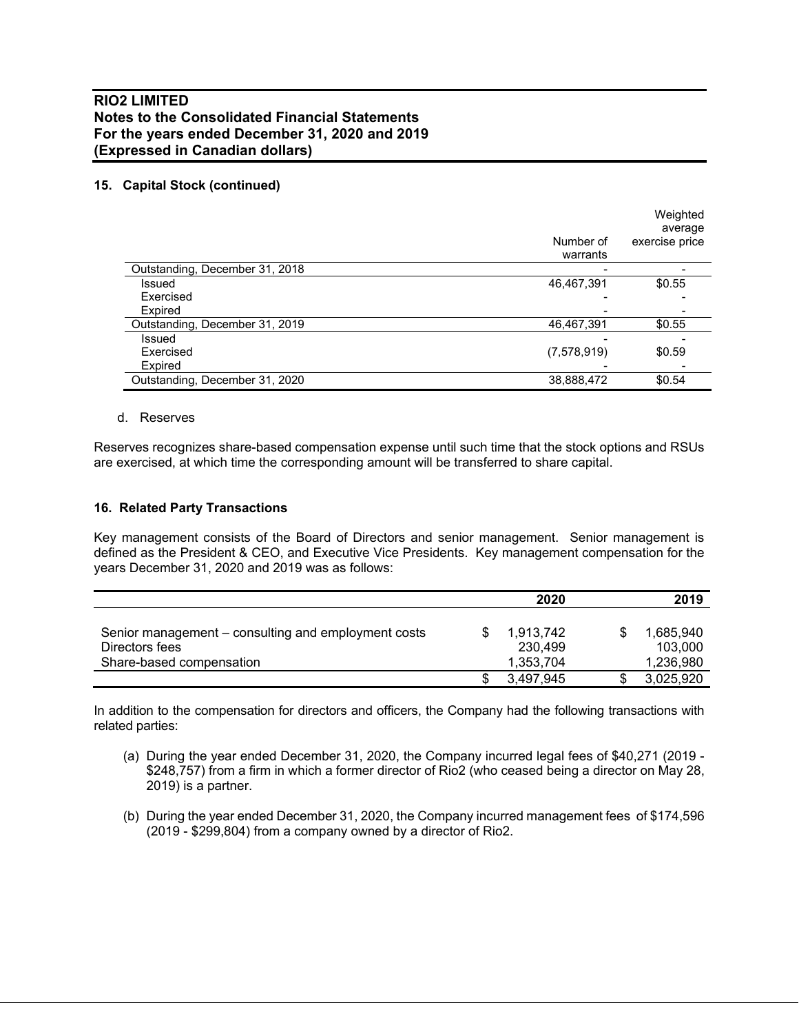# RIO2 LIMITED
## Notes to the Consolidated Financial Statements
## For the years ended December 31, 2020 and 2019
## (Expressed in Canadian dollars)

### 15. Capital Stock (continued)

| | Number of warrants | Weighted average exercise price |
|---|---|---|
| Outstanding, December 31, 2018 | - | - |
| Issued | 46,467,391 | $0.55 |
| Exercised | - | - |
| Expired | - | - |
| Outstanding, December 31, 2019 | 46,467,391 | $0.55 |
| Issued | - | - |
| Exercised | (7,578,919) | $0.59 |
| Expired | - | - |
| Outstanding, December 31, 2020 | 38,888,472 | $0.54 |

d. Reserves

Reserves recognizes share-based compensation expense until such time that the stock options and RSUs are exercised, at which time the corresponding amount will be transferred to share capital.

### 16. Related Party Transactions

Key management consists of the Board of Directors and senior management. Senior management is defined as the President & CEO, and Executive Vice Presidents. Key management compensation for the years December 31, 2020 and 2019 was as follows:

| | 2020 | 2019 |
|---|---|---|
| Senior management – consulting and employment costs | $ 1,913,742 | $ 1,685,940 |
| Directors fees | 230,499 | 103,000 |
| Share-based compensation | 1,353,704 | 1,236,980 |
| | $ 3,497,945 | $ 3,025,920 |

In addition to the compensation for directors and officers, the Company had the following transactions with related parties:

(a) During the year ended December 31, 2020, the Company incurred legal fees of $40,271 (2019 - $248,757) from a firm in which a former director of Rio2 (who ceased being a director on May 28, 2019) is a partner.

(b) During the year ended December 31, 2020, the Company incurred management fees of $174,596 (2019 - $299,804) from a company owned by a director of Rio2.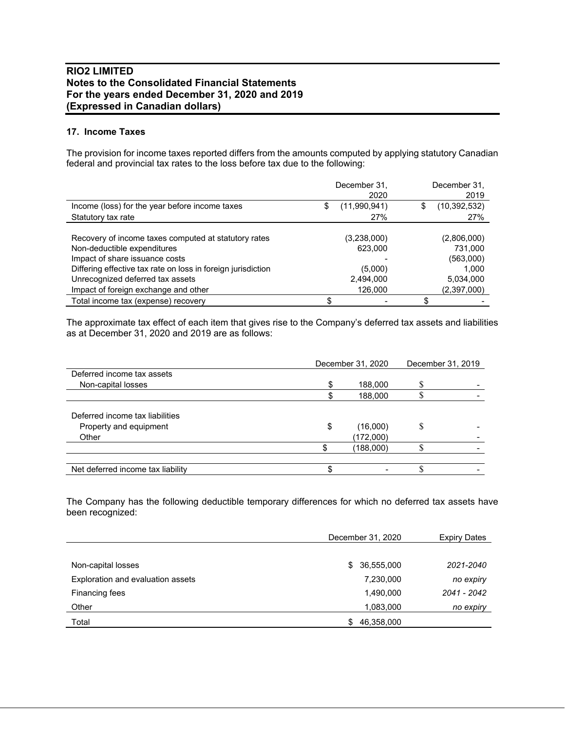# RIO2 LIMITED
## Notes to the Consolidated Financial Statements
## For the years ended December 31, 2020 and 2019
## (Expressed in Canadian dollars)

### 17. Income Taxes

The provision for income taxes reported differs from the amounts computed by applying statutory Canadian federal and provincial tax rates to the loss before tax due to the following:

| | December 31, 2020 | December 31, 2019 |
|---|---|---|
| Income (loss) for the year before income taxes | $ (11,990,941) | $ (10,392,532) |
| Statutory tax rate | 27% | 27% |
| Recovery of income taxes computed at statutory rates | (3,238,000) | (2,806,000) |
| Non-deductible expenditures | 623,000 | 731,000 |
| Impact of share issuance costs | - | (563,000) |
| Differing effective tax rate on loss in foreign jurisdiction | (5,000) | 1,000 |
| Unrecognized deferred tax assets | 2,494,000 | 5,034,000 |
| Impact of foreign exchange and other | 126,000 | (2,397,000) |
| Total income tax (expense) recovery | $ - | $ - |

The approximate tax effect of each item that gives rise to the Company's deferred tax assets and liabilities as at December 31, 2020 and 2019 are as follows:

| | December 31, 2020 | December 31, 2019 |
|---|---|---|
| Deferred income tax assets | | |
| Non-capital losses | $ 188,000 | $ - |
| | $ 188,000 | $ - |
| Deferred income tax liabilities | | |
| Property and equipment | $ (16,000) | $ - |
| Other | (172,000) | - |
| | $ (188,000) | $ - |
| Net deferred income tax liability | $ - | $ - |

The Company has the following deductible temporary differences for which no deferred tax assets have been recognized:

| | December 31, 2020 | Expiry Dates |
|---|---|---|
| Non-capital losses | $ 36,555,000 | *2021-2040* |
| Exploration and evaluation assets | 7,230,000 | *no expiry* |
| Financing fees | 1,490,000 | *2041 - 2042* |
| Other | 1,083,000 | *no expiry* |
| Total | $ 46,358,000 | |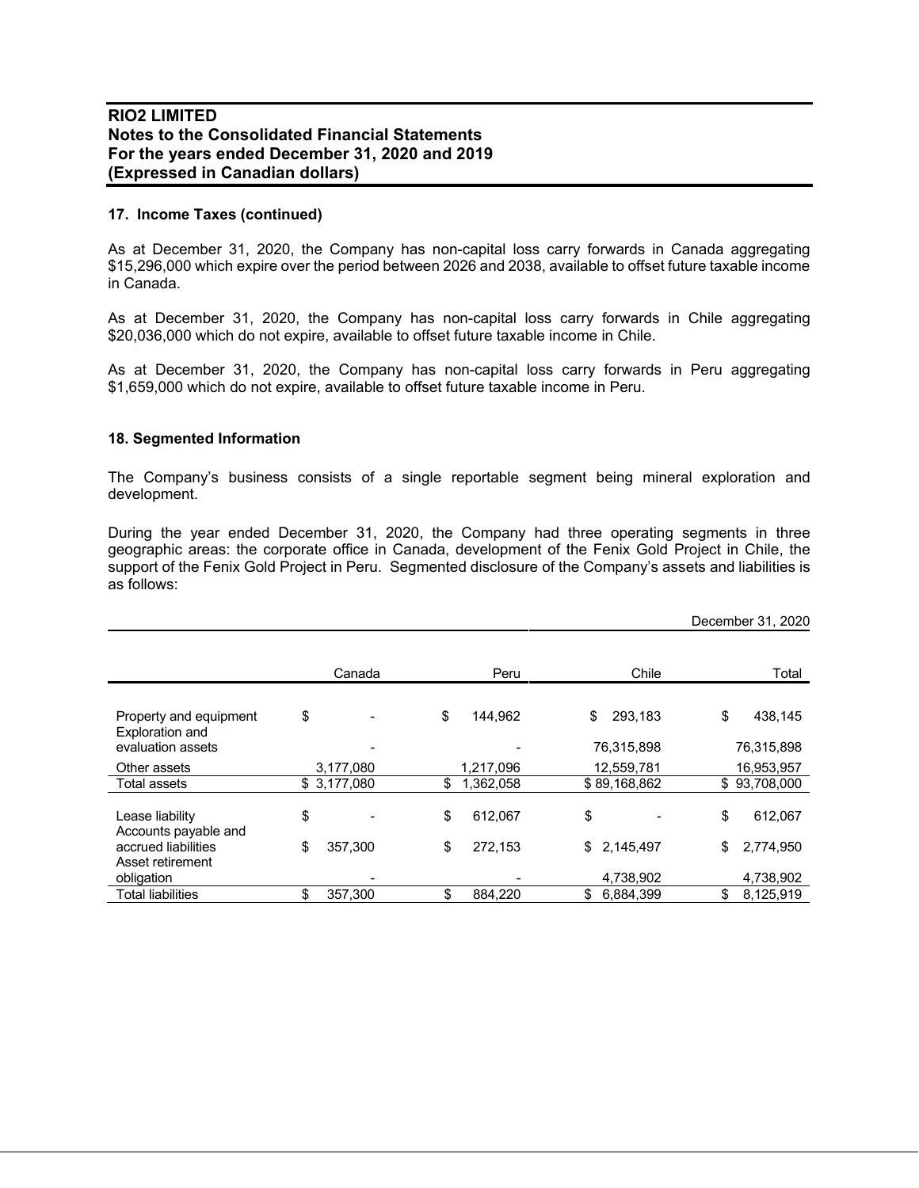### 17. Income Taxes (continued)

As at December 31, 2020, the Company has non-capital loss carry forwards in Canada aggregating $15,296,000 which expire over the period between 2026 and 2038, available to offset future taxable income in Canada.

As at December 31, 2020, the Company has non-capital loss carry forwards in Chile aggregating $20,036,000 which do not expire, available to offset future taxable income in Chile.

As at December 31, 2020, the Company has non-capital loss carry forwards in Peru aggregating $1,659,000 which do not expire, available to offset future taxable income in Peru.

### 18. Segmented Information

The Company's business consists of a single reportable segment being mineral exploration and development.

During the year ended December 31, 2020, the Company had three operating segments in three geographic areas: the corporate office in Canada, development of the Fenix Gold Project in Chile, the support of the Fenix Gold Project in Peru. Segmented disclosure of the Company's assets and liabilities is as follows:

| | | | | December 31, 2020 |
|---|---|---|---|---|
| | Canada | Peru | Chile | Total |
| Property and equipment | $ - | $ 144,962 | $ 293,183 | $ 438,145 |
| Exploration and evaluation assets | - | - | 76,315,898 | 76,315,898 |
| Other assets | 3,177,080 | 1,217,096 | 12,559,781 | 16,953,957 |
| Total assets | $ 3,177,080 | $ 1,362,058 | $ 89,168,862 | $ 93,708,000 |
| Lease liability | $ - | $ 612,067 | $ - | $ 612,067 |
| Accounts payable and accrued liabilities | $ 357,300 | $ 272,153 | $ 2,145,497 | $ 2,774,950 |
| Asset retirement obligation | - | - | 4,738,902 | 4,738,902 |
| Total liabilities | $ 357,300 | $ 884,220 | $ 6,884,399 | $ 8,125,919 |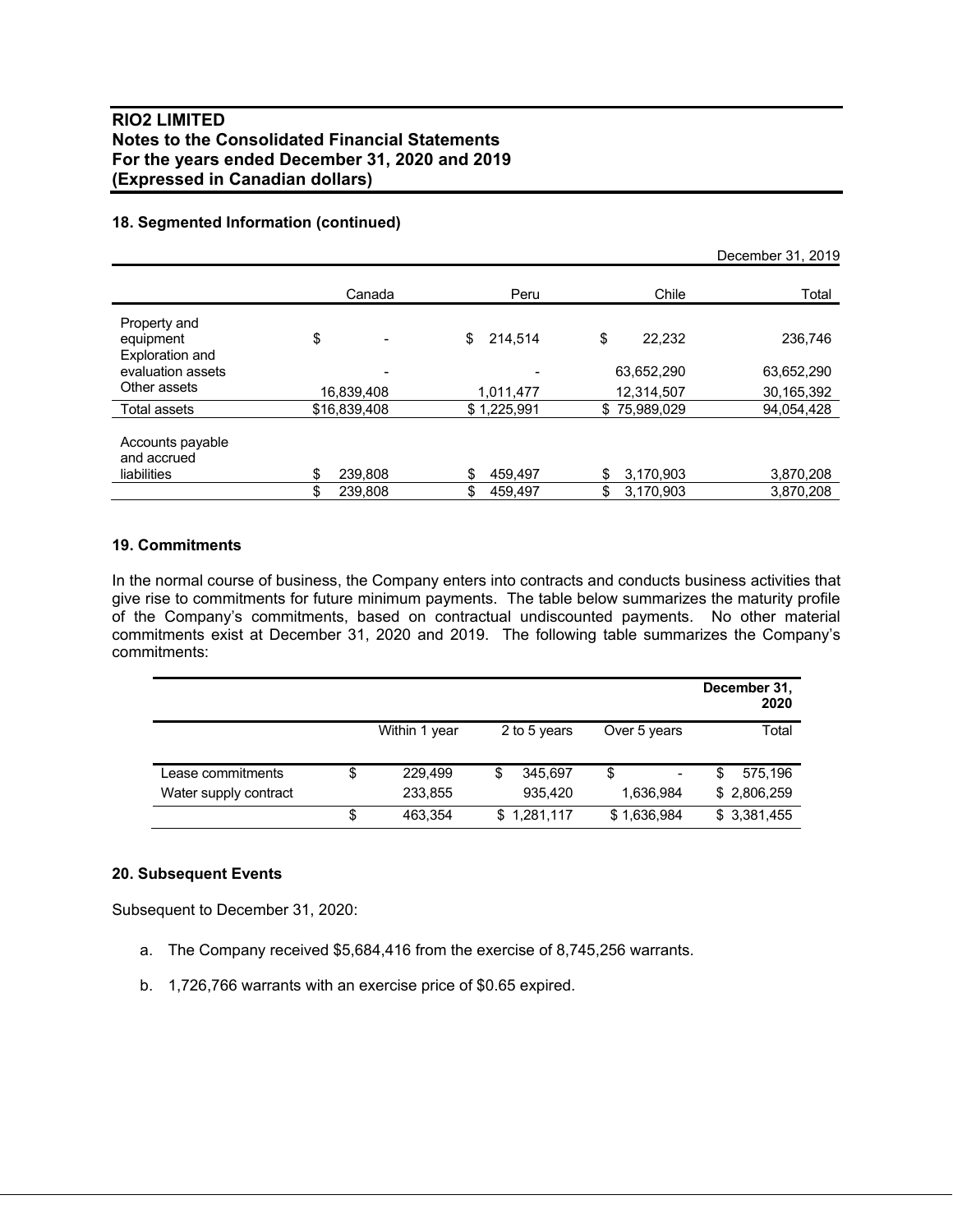# RIO2 LIMITED
## Notes to the Consolidated Financial Statements
## For the years ended December 31, 2020 and 2019
## (Expressed in Canadian dollars)

### 18. Segmented Information (continued)

| | | | | December 31, 2019 |
|---|---|---|---|---|
| | Canada | Peru | Chile | Total |
| Property and equipment | $ - | $ 214,514 | $ 22,232 | 236,746 |
| Exploration and evaluation assets | - | - | 63,652,290 | 63,652,290 |
| Other assets | 16,839,408 | 1,011,477 | 12,314,507 | 30,165,392 |
| Total assets | $16,839,408 | $ 1,225,991 | $ 75,989,029 | 94,054,428 |
| Accounts payable and accrued liabilities | $ 239,808 | $ 459,497 | $ 3,170,903 | 3,870,208 |
| | $ 239,808 | $ 459,497 | $ 3,170,903 | 3,870,208 |

### 19. Commitments

In the normal course of business, the Company enters into contracts and conducts business activities that give rise to commitments for future minimum payments. The table below summarizes the maturity profile of the Company's commitments, based on contractual undiscounted payments. No other material commitments exist at December 31, 2020 and 2019. The following table summarizes the Company's commitments:

| | | | | **December 31, 2020** |
|---|---|---|---|---|
| | Within 1 year | 2 to 5 years | Over 5 years | Total |
| Lease commitments | $ 229,499 | $ 345,697 | $ - | $ 575,196 |
| Water supply contract | 233,855 | 935,420 | 1,636,984 | $ 2,806,259 |
| | $ 463,354 | $ 1,281,117 | $ 1,636,984 | $ 3,381,455 |

### 20. Subsequent Events

Subsequent to December 31, 2020:

a. The Company received $5,684,416 from the exercise of 8,745,256 warrants.

b. 1,726,766 warrants with an exercise price of $0.65 expired.